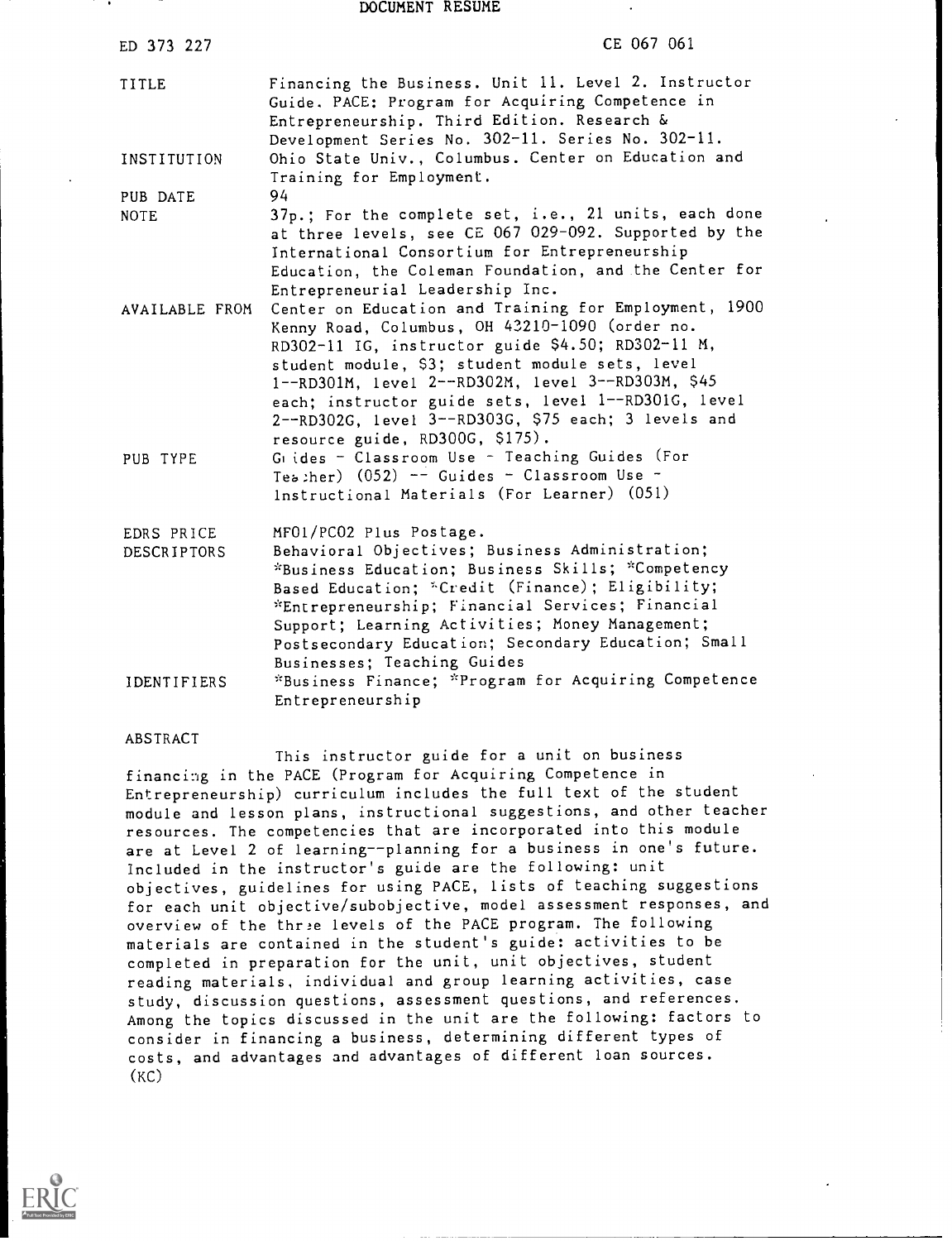# DOCUMENT RESUME

| | |
|---|---|
| ED 373 227 | CE 067 061 |
| TITLE | Financing the Business. Unit 11. Level 2. Instructor Guide. PACE: Program for Acquiring Competence in Entrepreneurship. Third Edition. Research & Development Series No. 302-11. Series No. 302-11. |
| INSTITUTION | Ohio State Univ., Columbus. Center on Education and Training for Employment. |
| PUB DATE | 94 |
| NOTE | 37p.; For the complete set, i.e., 21 units, each done at three levels, see CE 067 029-092. Supported by the International Consortium for Entrepreneurship Education, the Coleman Foundation, and the Center for Entrepreneurial Leadership Inc. |
| AVAILABLE FROM | Center on Education and Training for Employment, 1900 Kenny Road, Columbus, OH 43210-1090 (order no. RD302-11 IG, instructor guide $4.50; RD302-11 M, student module, $3; student module sets, level 1--RD301M, level 2--RD302M, level 3--RD303M, $45 each; instructor guide sets, level 1--RD301G, level 2--RD302G, level 3--RD303G, $75 each; 3 levels and resource guide, RD300G, $175). |
| PUB TYPE | Guides - Classroom Use - Teaching Guides (For Teacher) (052) -- Guides - Classroom Use - Instructional Materials (For Learner) (051) |
| EDRS PRICE | MF01/PC02 Plus Postage. |
| DESCRIPTORS | Behavioral Objectives; Business Administration; *Business Education; Business Skills; *Competency Based Education; *Credit (Finance); Eligibility; *Entrepreneurship; Financial Services; Financial Support; Learning Activities; Money Management; Postsecondary Education; Secondary Education; Small Businesses; Teaching Guides |
| IDENTIFIERS | *Business Finance; *Program for Acquiring Competence Entrepreneurship |

## ABSTRACT

This instructor guide for a unit on business financing in the PACE (Program for Acquiring Competence in Entrepreneurship) curriculum includes the full text of the student module and lesson plans, instructional suggestions, and other teacher resources. The competencies that are incorporated into this module are at Level 2 of learning--planning for a business in one's future. Included in the instructor's guide are the following: unit objectives, guidelines for using PACE, lists of teaching suggestions for each unit objective/subobjective, model assessment responses, and overview of the three levels of the PACE program. The following materials are contained in the student's guide: activities to be completed in preparation for the unit, unit objectives, student reading materials, individual and group learning activities, case study, discussion questions, assessment questions, and references. Among the topics discussed in the unit are the following: factors to consider in financing a business, determining different types of costs, and advantages and advantages of different loan sources. (KC)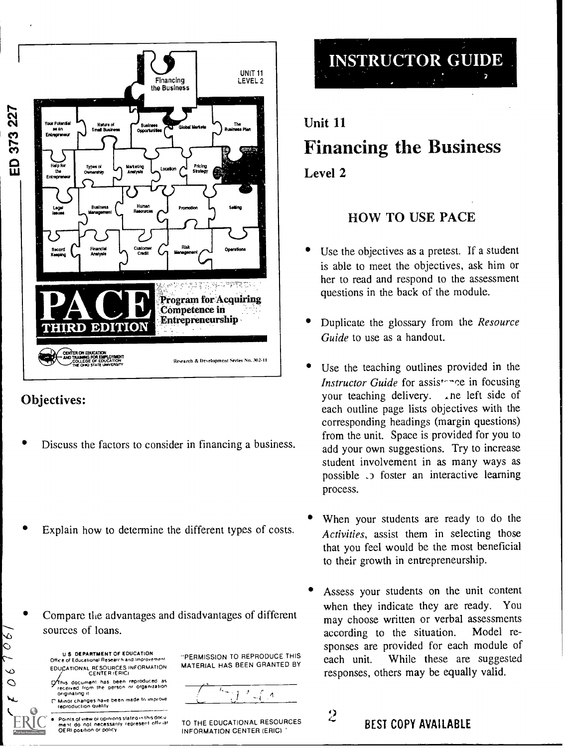ED 373 227

UNIT 11
LEVEL 2

Financing the Business

Your Potential as an Entrepreneur | Nature of Small Business | Business Opportunities | Global Markets | The Business Plan
Help for the Entrepreneur | Types of Ownership | Marketing Analysis | Location | Pricing Strategy
Legal Issues | Business Management | Human Resources | Promotion | Selling
Record Keeping | Financial Analysis | Customer Credit | Risk Management | Operations

PACE THIRD EDITION

Program for Acquiring Competence in Entrepreneurship

CENTER ON EDUCATION AND TRAINING FOR EMPLOYMENT
COLLEGE OF EDUCATION
THE OHIO STATE UNIVERSITY

Research & Development Series No. 302-11

## Objectives:

- Discuss the factors to consider in financing a business.
- Explain how to determine the different types of costs.
- Compare the advantages and disadvantages of different sources of loans.

U.S. DEPARTMENT OF EDUCATION
Office of Educational Research and Improvement
EDUCATIONAL RESOURCES INFORMATION CENTER (ERIC)

- This document has been reproduced as received from the person or organization originating it.
- Minor changes have been made to improve reproduction quality.
- Points of view or opinions stated in this document do not necessarily represent official OERI position or policy.

"PERMISSION TO REPRODUCE THIS MATERIAL HAS BEEN GRANTED BY

TO THE EDUCATIONAL RESOURCES INFORMATION CENTER (ERIC)."

# INSTRUCTOR GUIDE

## Unit 11
# Financing the Business
## Level 2

### HOW TO USE PACE

- Use the objectives as a pretest. If a student is able to meet the objectives, ask him or her to read and respond to the assessment questions in the back of the module.
- Duplicate the glossary from the *Resource Guide* to use as a handout.
- Use the teaching outlines provided in the *Instructor Guide* for assistance in focusing your teaching delivery. The left side of each outline page lists objectives with the corresponding headings (margin questions) from the unit. Space is provided for you to add your own suggestions. Try to increase student involvement in as many ways as possible to foster an interactive learning process.
- When your students are ready to do the *Activities*, assist them in selecting those that you feel would be the most beneficial to their growth in entrepreneurship.
- Assess your students on the unit content when they indicate they are ready. You may choose written or verbal assessments according to the situation. Model responses are provided for each module of each unit. While these are suggested responses, others may be equally valid.

BEST COPY AVAILABLE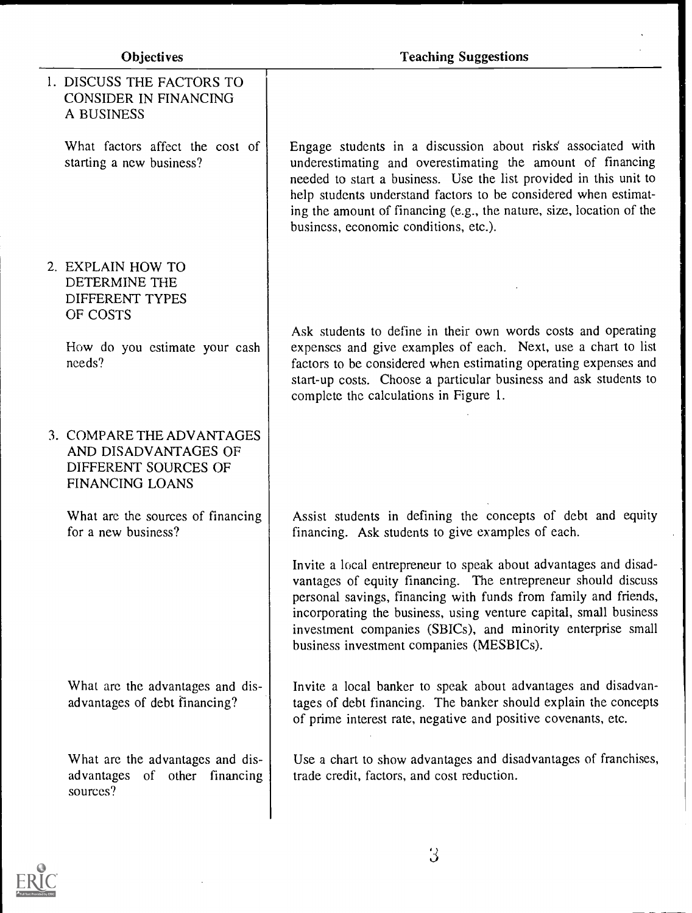| Objectives | Teaching Suggestions |
|---|---|
| 1. DISCUSS THE FACTORS TO CONSIDER IN FINANCING A BUSINESS | |
| What factors affect the cost of starting a new business? | Engage students in a discussion about risks associated with underestimating and overestimating the amount of financing needed to start a business. Use the list provided in this unit to help students understand factors to be considered when estimating the amount of financing (e.g., the nature, size, location of the business, economic conditions, etc.). |
| 2. EXPLAIN HOW TO DETERMINE THE DIFFERENT TYPES OF COSTS | |
| How do you estimate your cash needs? | Ask students to define in their own words costs and operating expenses and give examples of each. Next, use a chart to list factors to be considered when estimating operating expenses and start-up costs. Choose a particular business and ask students to complete the calculations in Figure 1. |
| 3. COMPARE THE ADVANTAGES AND DISADVANTAGES OF DIFFERENT SOURCES OF FINANCING LOANS | |
| What are the sources of financing for a new business? | Assist students in defining the concepts of debt and equity financing. Ask students to give examples of each.<br><br>Invite a local entrepreneur to speak about advantages and disadvantages of equity financing. The entrepreneur should discuss personal savings, financing with funds from family and friends, incorporating the business, using venture capital, small business investment companies (SBICs), and minority enterprise small business investment companies (MESBICs). |
| What are the advantages and disadvantages of debt financing? | Invite a local banker to speak about advantages and disadvantages of debt financing. The banker should explain the concepts of prime interest rate, negative and positive covenants, etc. |
| What are the advantages and disadvantages of other financing sources? | Use a chart to show advantages and disadvantages of franchises, trade credit, factors, and cost reduction. |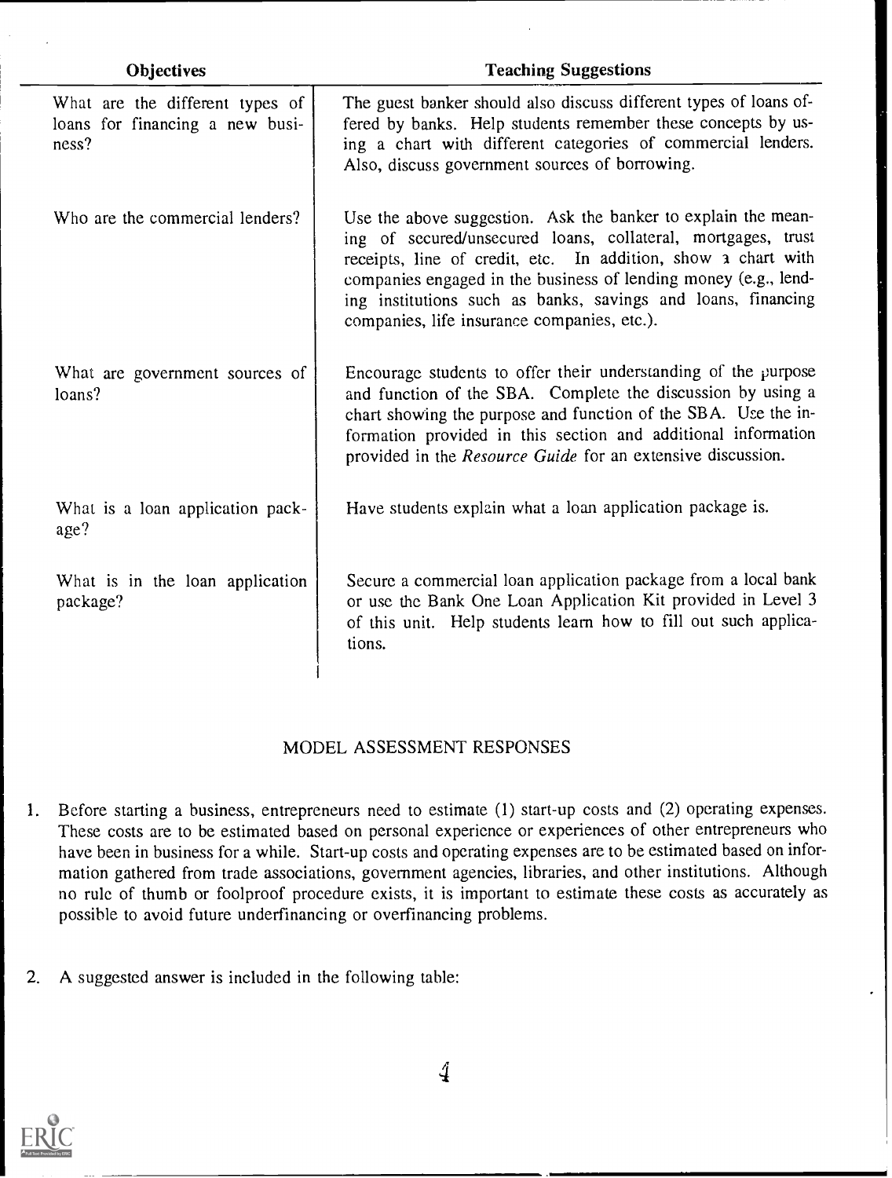| Objectives | Teaching Suggestions |
| --- | --- |
| What are the different types of loans for financing a new business? | The guest banker should also discuss different types of loans offered by banks. Help students remember these concepts by using a chart with different categories of commercial lenders. Also, discuss government sources of borrowing. |
| Who are the commercial lenders? | Use the above suggestion. Ask the banker to explain the meaning of secured/unsecured loans, collateral, mortgages, trust receipts, line of credit, etc. In addition, show a chart with companies engaged in the business of lending money (e.g., lending institutions such as banks, savings and loans, financing companies, life insurance companies, etc.). |
| What are government sources of loans? | Encourage students to offer their understanding of the purpose and function of the SBA. Complete the discussion by using a chart showing the purpose and function of the SBA. Use the information provided in this section and additional information provided in the *Resource Guide* for an extensive discussion. |
| What is a loan application package? | Have students explain what a loan application package is. |
| What is in the loan application package? | Secure a commercial loan application package from a local bank or use the Bank One Loan Application Kit provided in Level 3 of this unit. Help students learn how to fill out such applications. |

## MODEL ASSESSMENT RESPONSES

1. Before starting a business, entrepreneurs need to estimate (1) start-up costs and (2) operating expenses. These costs are to be estimated based on personal experience or experiences of other entrepreneurs who have been in business for a while. Start-up costs and operating expenses are to be estimated based on information gathered from trade associations, government agencies, libraries, and other institutions. Although no rule of thumb or foolproof procedure exists, it is important to estimate these costs as accurately as possible to avoid future underfinancing or overfinancing problems.

2. A suggested answer is included in the following table: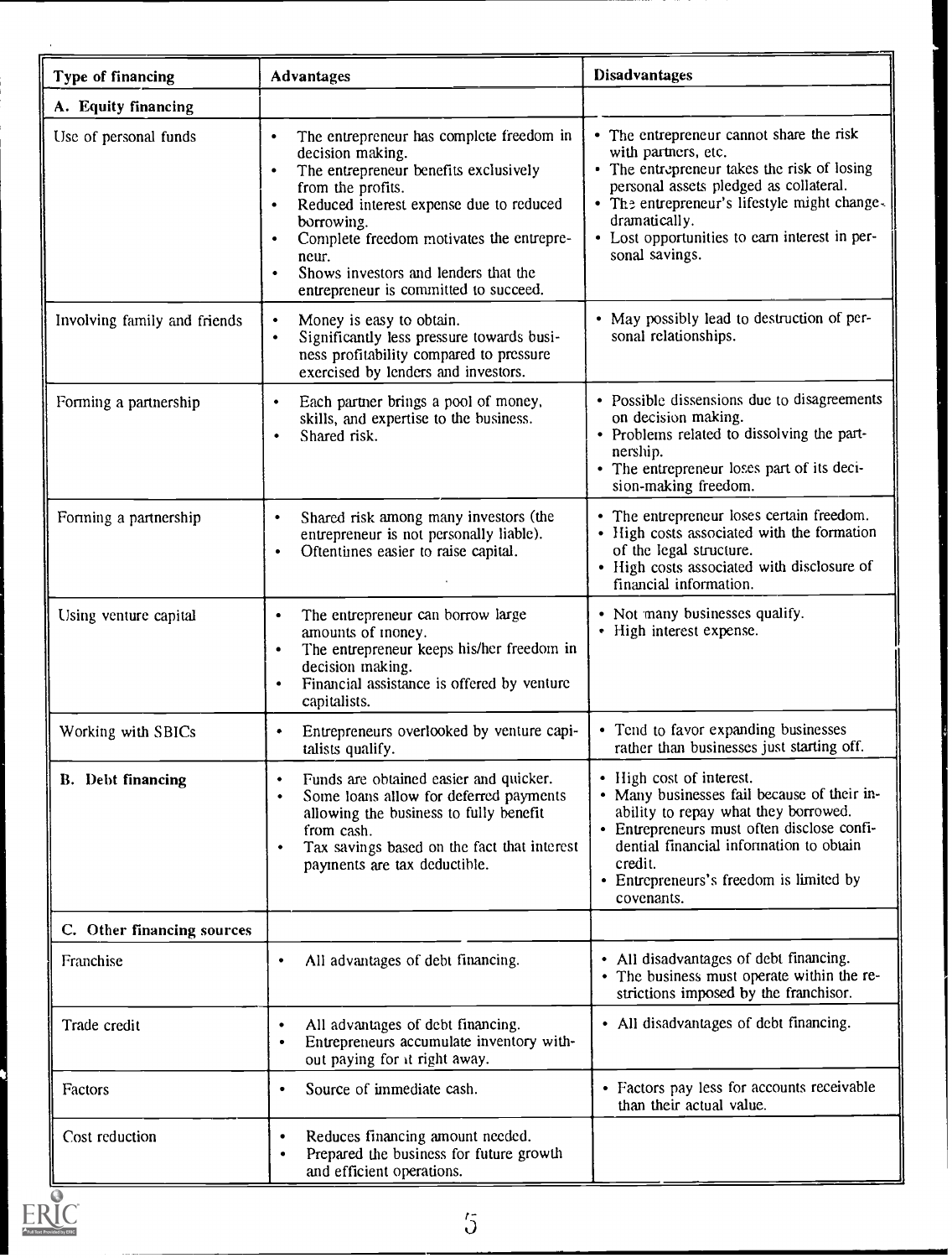| Type of financing | Advantages | Disadvantages |
|---|---|---|
| **A. Equity financing** | | |
| Use of personal funds | • The entrepreneur has complete freedom in decision making.<br>• The entrepreneur benefits exclusively from the profits.<br>• Reduced interest expense due to reduced borrowing.<br>• Complete freedom motivates the entrepreneur.<br>• Shows investors and lenders that the entrepreneur is committed to succeed. | • The entrepreneur cannot share the risk with partners, etc.<br>• The entrepreneur takes the risk of losing personal assets pledged as collateral.<br>• The entrepreneur's lifestyle might change dramatically.<br>• Lost opportunities to earn interest in personal savings. |
| Involving family and friends | • Money is easy to obtain.<br>• Significantly less pressure towards business profitability compared to pressure exercised by lenders and investors. | • May possibly lead to destruction of personal relationships. |
| Forming a partnership | • Each partner brings a pool of money, skills, and expertise to the business.<br>• Shared risk. | • Possible dissensions due to disagreements on decision making.<br>• Problems related to dissolving the partnership.<br>• The entrepreneur loses part of its decision-making freedom. |
| Forming a partnership | • Shared risk among many investors (the entrepreneur is not personally liable).<br>• Oftentimes easier to raise capital. | • The entrepreneur loses certain freedom.<br>• High costs associated with the formation of the legal structure.<br>• High costs associated with disclosure of financial information. |
| Using venture capital | • The entrepreneur can borrow large amounts of money.<br>• The entrepreneur keeps his/her freedom in decision making.<br>• Financial assistance is offered by venture capitalists. | • Not many businesses qualify.<br>• High interest expense. |
| Working with SBICs | • Entrepreneurs overlooked by venture capitalists qualify. | • Tend to favor expanding businesses rather than businesses just starting off. |
| **B. Debt financing** | • Funds are obtained easier and quicker.<br>• Some loans allow for deferred payments allowing the business to fully benefit from cash.<br>• Tax savings based on the fact that interest payments are tax deductible. | • High cost of interest.<br>• Many businesses fail because of their inability to repay what they borrowed.<br>• Entrepreneurs must often disclose confidential financial information to obtain credit.<br>• Entrepreneurs's freedom is limited by covenants. |
| **C. Other financing sources** | | |
| Franchise | • All advantages of debt financing. | • All disadvantages of debt financing.<br>• The business must operate within the restrictions imposed by the franchisor. |
| Trade credit | • All advantages of debt financing.<br>• Entrepreneurs accumulate inventory without paying for it right away. | • All disadvantages of debt financing. |
| Factors | • Source of immediate cash. | • Factors pay less for accounts receivable than their actual value. |
| Cost reduction | • Reduces financing amount needed.<br>• Prepared the business for future growth and efficient operations. | |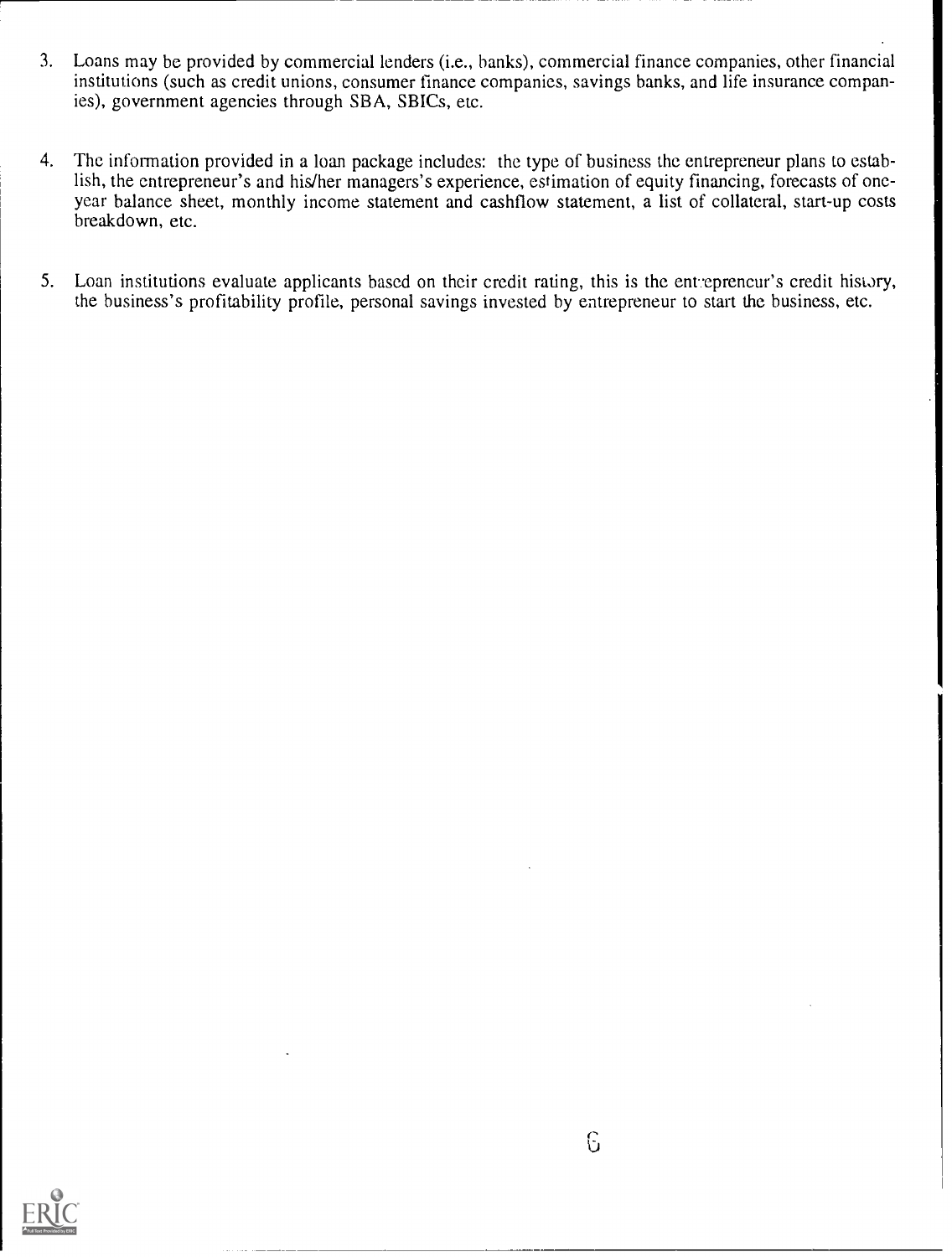3. Loans may be provided by commercial lenders (i.e., banks), commercial finance companies, other financial institutions (such as credit unions, consumer finance companies, savings banks, and life insurance companies), government agencies through SBA, SBICs, etc.

4. The information provided in a loan package includes: the type of business the entrepreneur plans to establish, the entrepreneur's and his/her managers's experience, estimation of equity financing, forecasts of one-year balance sheet, monthly income statement and cashflow statement, a list of collateral, start-up costs breakdown, etc.

5. Loan institutions evaluate applicants based on their credit rating, this is the entrepreneur's credit history, the business's profitability profile, personal savings invested by entrepreneur to start the business, etc.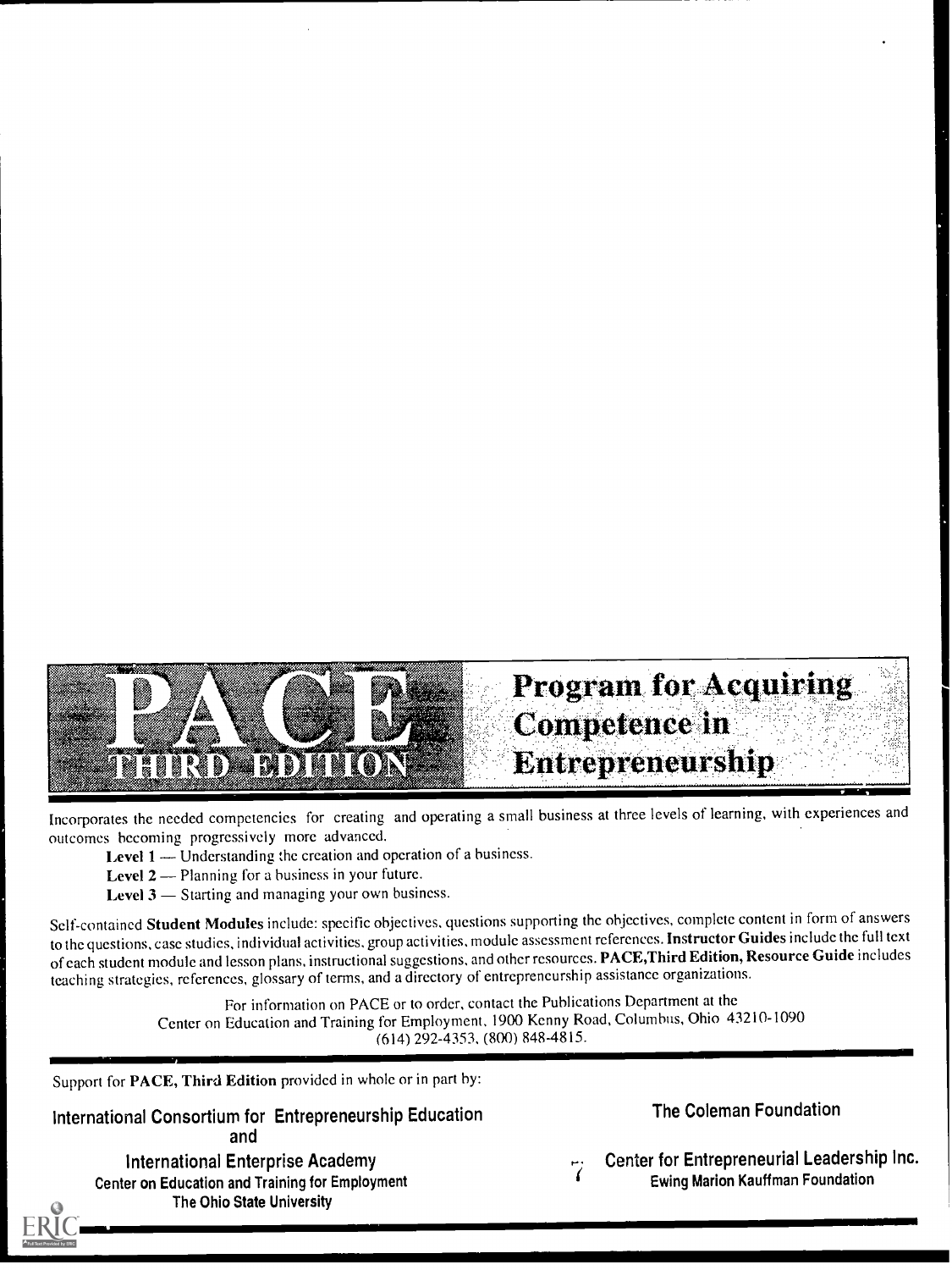# PACE THIRD EDITION — Program for Acquiring Competence in Entrepreneurship

Incorporates the needed competencies for creating and operating a small business at three levels of learning, with experiences and outcomes becoming progressively more advanced.

**Level 1** — Understanding the creation and operation of a business.
**Level 2** — Planning for a business in your future.
**Level 3** — Starting and managing your own business.

Self-contained **Student Modules** include: specific objectives, questions supporting the objectives, complete content in form of answers to the questions, case studies, individual activities, group activities, module assessment references. **Instructor Guides** include the full text of each student module and lesson plans, instructional suggestions, and other resources. **PACE, Third Edition, Resource Guide** includes teaching strategies, references, glossary of terms, and a directory of entrepreneurship assistance organizations.

For information on PACE or to order, contact the Publications Department at the
Center on Education and Training for Employment, 1900 Kenny Road, Columbus, Ohio 43210-1090
(614) 292-4353, (800) 848-4815.

Support for **PACE, Third Edition** provided in whole or in part by:

International Consortium for Entrepreneurship Education
and
International Enterprise Academy
Center on Education and Training for Employment
The Ohio State University

The Coleman Foundation

Center for Entrepreneurial Leadership Inc.
Ewing Marion Kauffman Foundation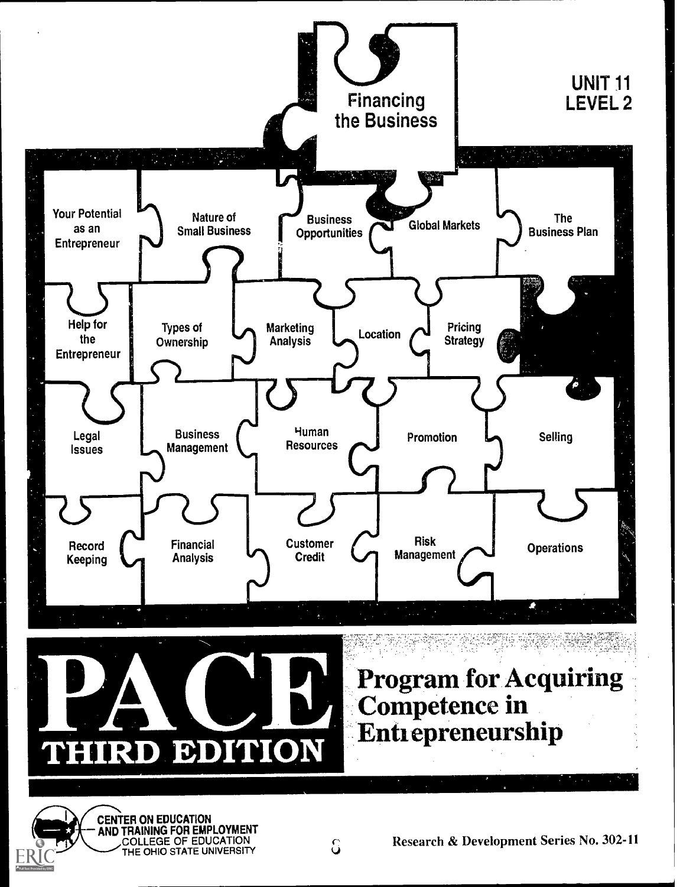# Financing the Business

UNIT 11
LEVEL 2

Your Potential as an Entrepreneur

Nature of Small Business

Business Opportunities

Global Markets

The Business Plan

Help for the Entrepreneur

Types of Ownership

Marketing Analysis

Location

Pricing Strategy

Legal Issues

Business Management

Human Resources

Promotion

Selling

Record Keeping

Financial Analysis

Customer Credit

Risk Management

Operations

# PACE
## THIRD EDITION

## Program for Acquiring Competence in Entrepreneurship

CENTER ON EDUCATION AND TRAINING FOR EMPLOYMENT
COLLEGE OF EDUCATION
THE OHIO STATE UNIVERSITY

Research & Development Series No. 302-11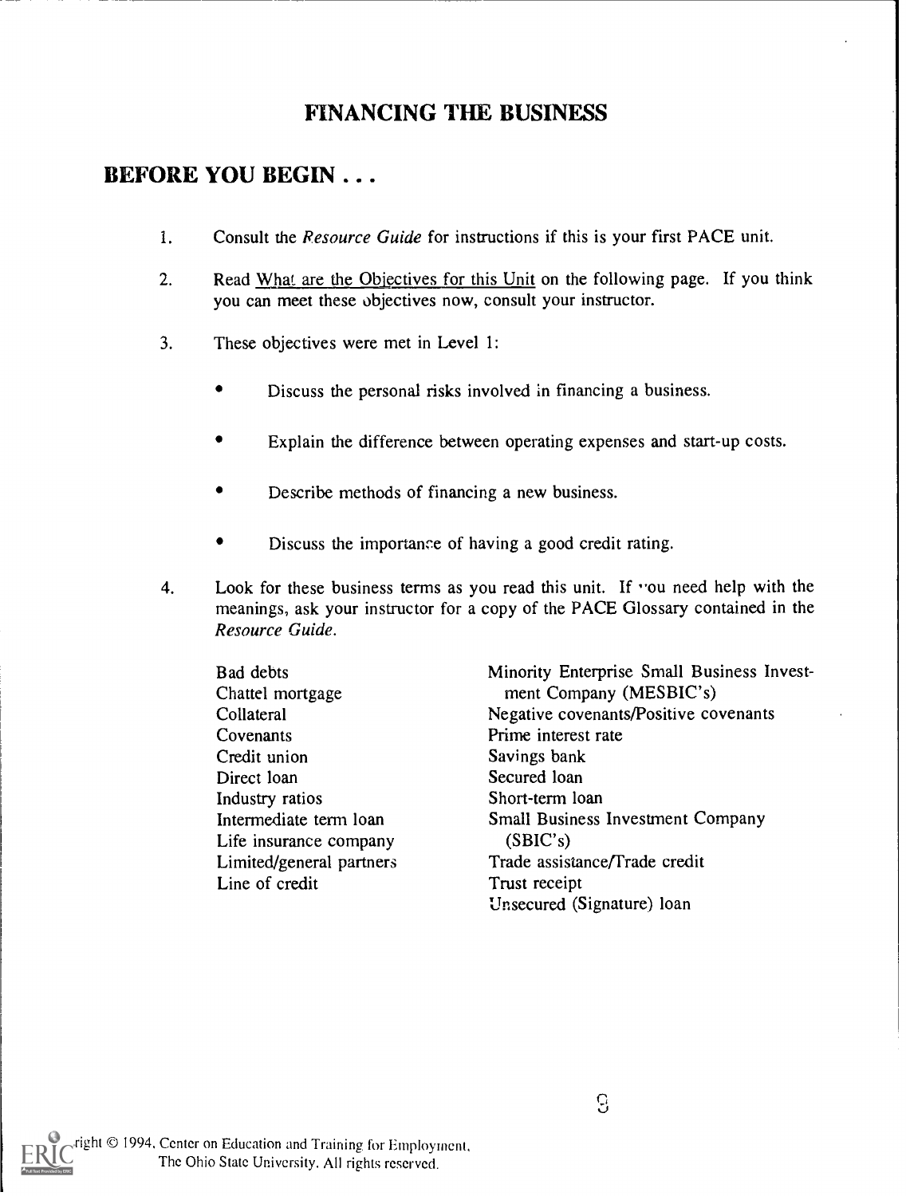# FINANCING THE BUSINESS

## BEFORE YOU BEGIN . . .

1. Consult the *Resource Guide* for instructions if this is your first PACE unit.

2. Read What are the Objectives for this Unit on the following page. If you think you can meet these objectives now, consult your instructor.

3. These objectives were met in Level 1:

   - Discuss the personal risks involved in financing a business.
   - Explain the difference between operating expenses and start-up costs.
   - Describe methods of financing a new business.
   - Discuss the importance of having a good credit rating.

4. Look for these business terms as you read this unit. If you need help with the meanings, ask your instructor for a copy of the PACE Glossary contained in the *Resource Guide*.

   Bad debts
   Chattel mortgage
   Collateral
   Covenants
   Credit union
   Direct loan
   Industry ratios
   Intermediate term loan
   Life insurance company
   Limited/general partners
   Line of credit
   Minority Enterprise Small Business Investment Company (MESBIC's)
   Negative covenants/Positive covenants
   Prime interest rate
   Savings bank
   Secured loan
   Short-term loan
   Small Business Investment Company (SBIC's)
   Trade assistance/Trade credit
   Trust receipt
   Unsecured (Signature) loan

Copyright © 1994, Center on Education and Training for Employment, The Ohio State University. All rights reserved.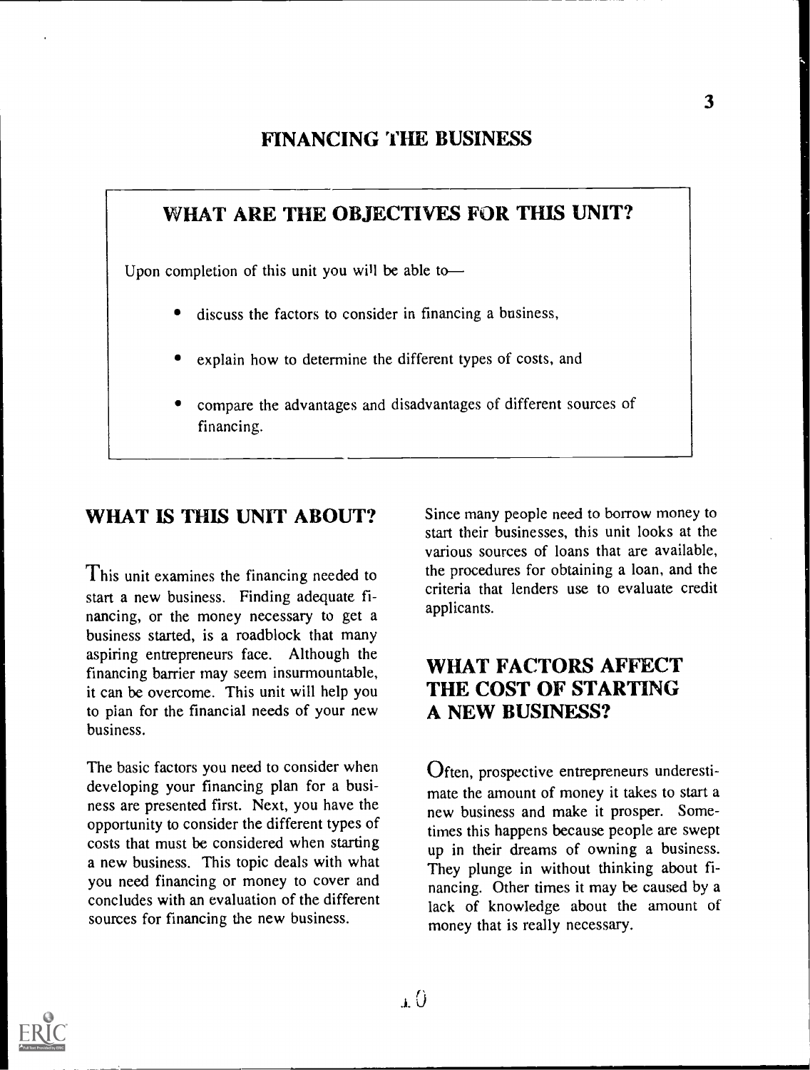# FINANCING THE BUSINESS

## WHAT ARE THE OBJECTIVES FOR THIS UNIT?

Upon completion of this unit you will be able to—

- discuss the factors to consider in financing a business,
- explain how to determine the different types of costs, and
- compare the advantages and disadvantages of different sources of financing.

## WHAT IS THIS UNIT ABOUT?

This unit examines the financing needed to start a new business. Finding adequate financing, or the money necessary to get a business started, is a roadblock that many aspiring entrepreneurs face. Although the financing barrier may seem insurmountable, it can be overcome. This unit will help you to plan for the financial needs of your new business.

The basic factors you need to consider when developing your financing plan for a business are presented first. Next, you have the opportunity to consider the different types of costs that must be considered when starting a new business. This topic deals with what you need financing or money to cover and concludes with an evaluation of the different sources for financing the new business.

Since many people need to borrow money to start their businesses, this unit looks at the various sources of loans that are available, the procedures for obtaining a loan, and the criteria that lenders use to evaluate credit applicants.

## WHAT FACTORS AFFECT THE COST OF STARTING A NEW BUSINESS?

Often, prospective entrepreneurs underestimate the amount of money it takes to start a new business and make it prosper. Sometimes this happens because people are swept up in their dreams of owning a business. They plunge in without thinking about financing. Other times it may be caused by a lack of knowledge about the amount of money that is really necessary.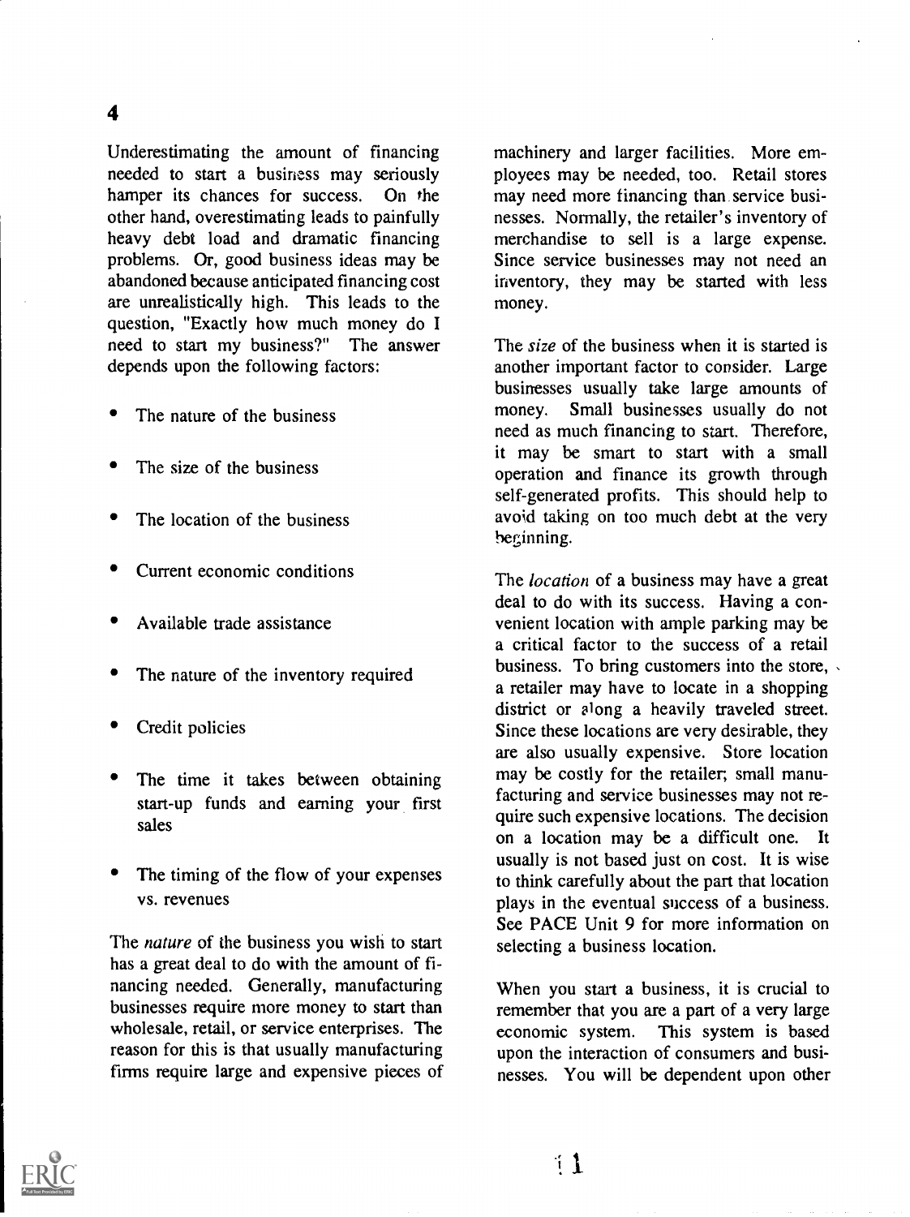Underestimating the amount of financing needed to start a business may seriously hamper its chances for success. On the other hand, overestimating leads to painfully heavy debt load and dramatic financing problems. Or, good business ideas may be abandoned because anticipated financing cost are unrealistically high. This leads to the question, "Exactly how much money do I need to start my business?" The answer depends upon the following factors:

- The nature of the business
- The size of the business
- The location of the business
- Current economic conditions
- Available trade assistance
- The nature of the inventory required
- Credit policies
- The time it takes between obtaining start-up funds and earning your first sales
- The timing of the flow of your expenses vs. revenues

The *nature* of the business you wish to start has a great deal to do with the amount of financing needed. Generally, manufacturing businesses require more money to start than wholesale, retail, or service enterprises. The reason for this is that usually manufacturing firms require large and expensive pieces of machinery and larger facilities. More employees may be needed, too. Retail stores may need more financing than service businesses. Normally, the retailer's inventory of merchandise to sell is a large expense. Since service businesses may not need an inventory, they may be started with less money.

The *size* of the business when it is started is another important factor to consider. Large businesses usually take large amounts of money. Small businesses usually do not need as much financing to start. Therefore, it may be smart to start with a small operation and finance its growth through self-generated profits. This should help to avoid taking on too much debt at the very beginning.

The *location* of a business may have a great deal to do with its success. Having a convenient location with ample parking may be a critical factor to the success of a retail business. To bring customers into the store, a retailer may have to locate in a shopping district or along a heavily traveled street. Since these locations are very desirable, they are also usually expensive. Store location may be costly for the retailer; small manufacturing and service businesses may not require such expensive locations. The decision on a location may be a difficult one. It usually is not based just on cost. It is wise to think carefully about the part that location plays in the eventual success of a business. See PACE Unit 9 for more information on selecting a business location.

When you start a business, it is crucial to remember that you are a part of a very large economic system. This system is based upon the interaction of consumers and businesses. You will be dependent upon other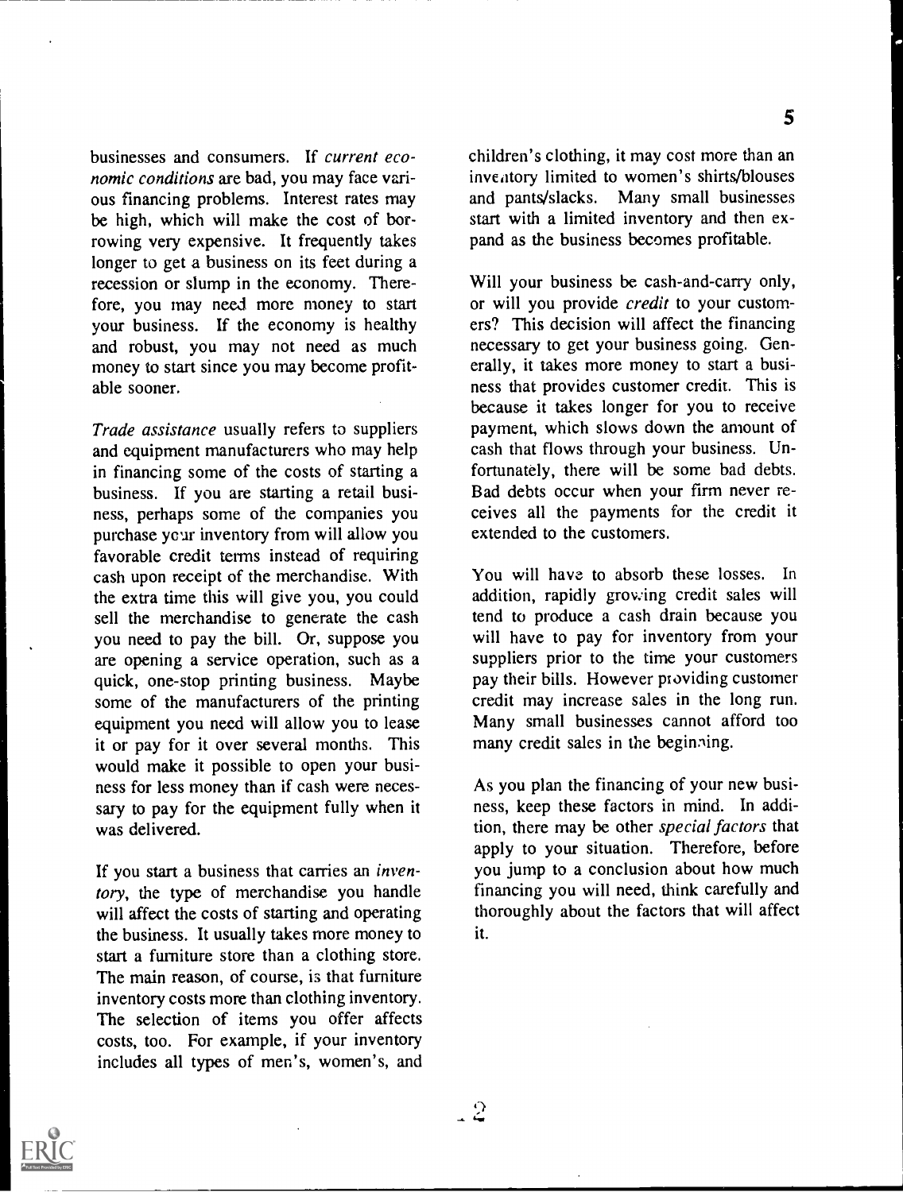businesses and consumers. If *current economic conditions* are bad, you may face various financing problems. Interest rates may be high, which will make the cost of borrowing very expensive. It frequently takes longer to get a business on its feet during a recession or slump in the economy. Therefore, you may need more money to start your business. If the economy is healthy and robust, you may not need as much money to start since you may become profitable sooner.

*Trade assistance* usually refers to suppliers and equipment manufacturers who may help in financing some of the costs of starting a business. If you are starting a retail business, perhaps some of the companies you purchase your inventory from will allow you favorable credit terms instead of requiring cash upon receipt of the merchandise. With the extra time this will give you, you could sell the merchandise to generate the cash you need to pay the bill. Or, suppose you are opening a service operation, such as a quick, one-stop printing business. Maybe some of the manufacturers of the printing equipment you need will allow you to lease it or pay for it over several months. This would make it possible to open your business for less money than if cash were necessary to pay for the equipment fully when it was delivered.

If you start a business that carries an *inventory*, the type of merchandise you handle will affect the costs of starting and operating the business. It usually takes more money to start a furniture store than a clothing store. The main reason, of course, is that furniture inventory costs more than clothing inventory. The selection of items you offer affects costs, too. For example, if your inventory includes all types of men's, women's, and children's clothing, it may cost more than an inventory limited to women's shirts/blouses and pants/slacks. Many small businesses start with a limited inventory and then expand as the business becomes profitable.

Will your business be cash-and-carry only, or will you provide *credit* to your customers? This decision will affect the financing necessary to get your business going. Generally, it takes more money to start a business that provides customer credit. This is because it takes longer for you to receive payment, which slows down the amount of cash that flows through your business. Unfortunately, there will be some bad debts. Bad debts occur when your firm never receives all the payments for the credit it extended to the customers.

You will have to absorb these losses. In addition, rapidly growing credit sales will tend to produce a cash drain because you will have to pay for inventory from your suppliers prior to the time your customers pay their bills. However providing customer credit may increase sales in the long run. Many small businesses cannot afford too many credit sales in the beginning.

As you plan the financing of your new business, keep these factors in mind. In addition, there may be other *special factors* that apply to your situation. Therefore, before you jump to a conclusion about how much financing you will need, think carefully and thoroughly about the factors that will affect it.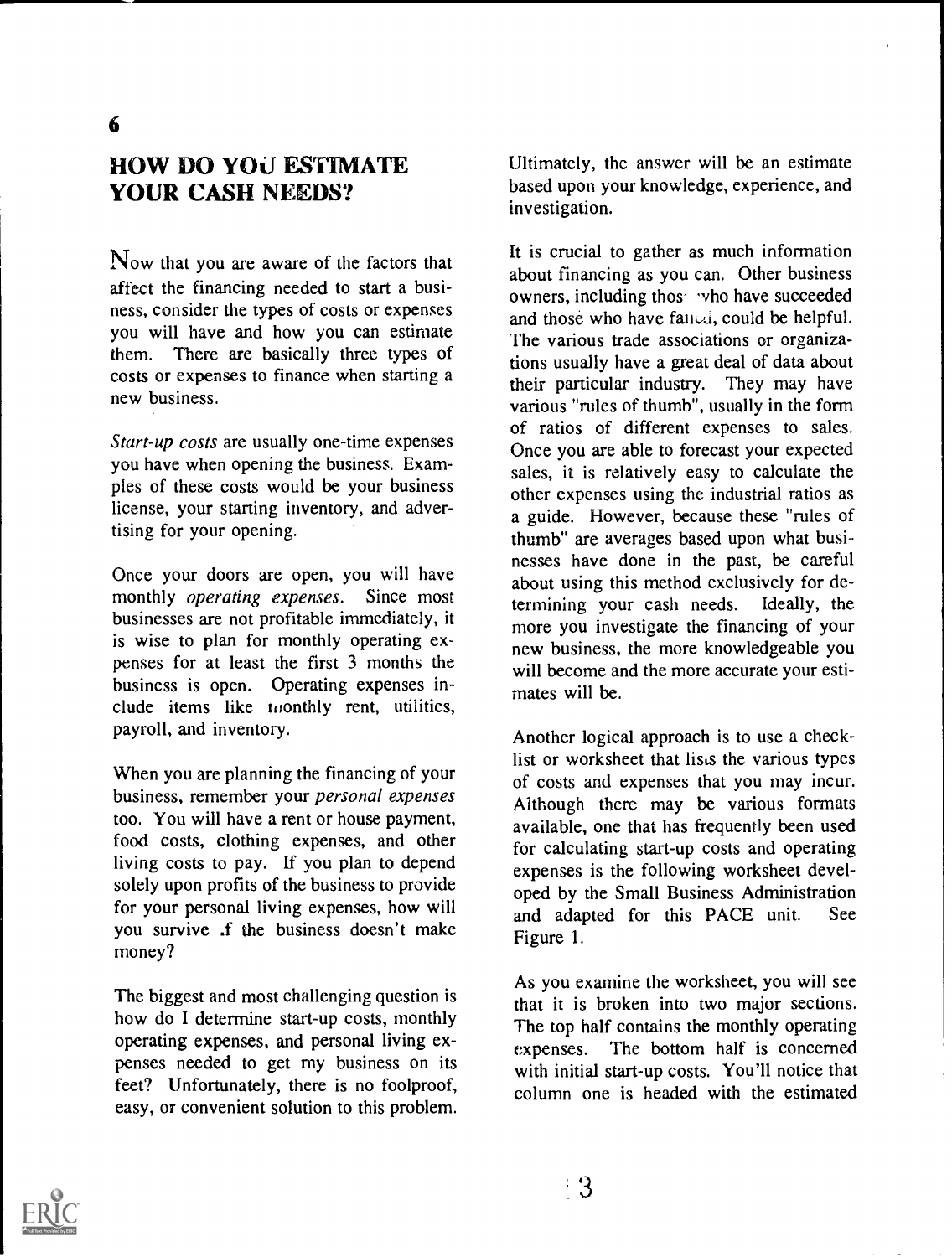## HOW DO YOU ESTIMATE YOUR CASH NEEDS?

Now that you are aware of the factors that affect the financing needed to start a business, consider the types of costs or expenses you will have and how you can estimate them. There are basically three types of costs or expenses to finance when starting a new business.

*Start-up costs* are usually one-time expenses you have when opening the business. Examples of these costs would be your business license, your starting inventory, and advertising for your opening.

Once your doors are open, you will have monthly *operating expenses*. Since most businesses are not profitable immediately, it is wise to plan for monthly operating expenses for at least the first 3 months the business is open. Operating expenses include items like monthly rent, utilities, payroll, and inventory.

When you are planning the financing of your business, remember your *personal expenses* too. You will have a rent or house payment, food costs, clothing expenses, and other living costs to pay. If you plan to depend solely upon profits of the business to provide for your personal living expenses, how will you survive if the business doesn't make money?

The biggest and most challenging question is how do I determine start-up costs, monthly operating expenses, and personal living expenses needed to get my business on its feet? Unfortunately, there is no foolproof, easy, or convenient solution to this problem. Ultimately, the answer will be an estimate based upon your knowledge, experience, and investigation.

It is crucial to gather as much information about financing as you can. Other business owners, including those who have succeeded and those who have failed, could be helpful. The various trade associations or organizations usually have a great deal of data about their particular industry. They may have various "rules of thumb", usually in the form of ratios of different expenses to sales. Once you are able to forecast your expected sales, it is relatively easy to calculate the other expenses using the industrial ratios as a guide. However, because these "rules of thumb" are averages based upon what businesses have done in the past, be careful about using this method exclusively for determining your cash needs. Ideally, the more you investigate the financing of your new business, the more knowledgeable you will become and the more accurate your estimates will be.

Another logical approach is to use a checklist or worksheet that lists the various types of costs and expenses that you may incur. Although there may be various formats available, one that has frequently been used for calculating start-up costs and operating expenses is the following worksheet developed by the Small Business Administration and adapted for this PACE unit. See Figure 1.

As you examine the worksheet, you will see that it is broken into two major sections. The top half contains the monthly operating expenses. The bottom half is concerned with initial start-up costs. You'll notice that column one is headed with the estimated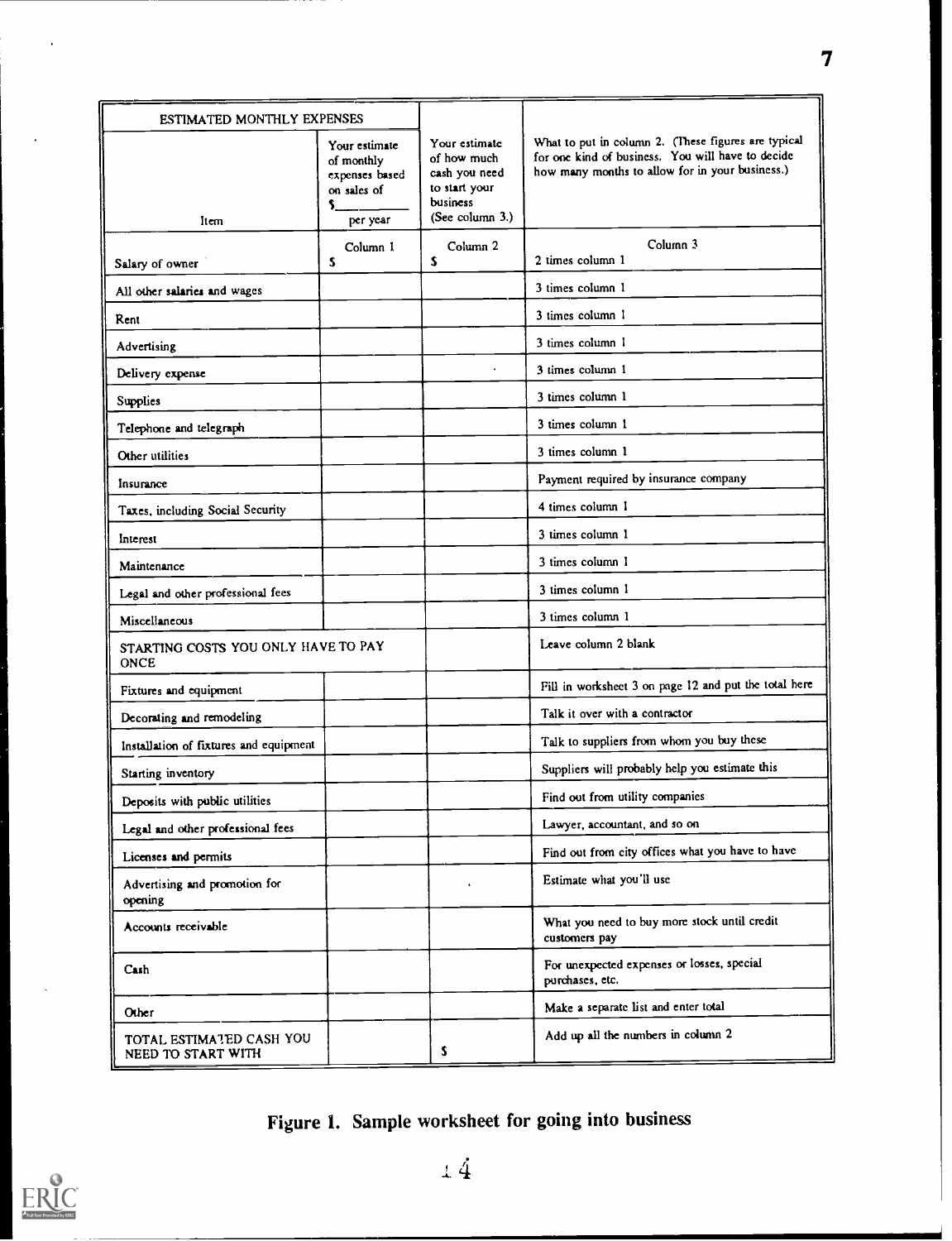| ESTIMATED MONTHLY EXPENSES | | | |
|---|---|---|---|
| Item | Your estimate of monthly expenses based on sales of $\_\_\_\_\_\_\_\_ per year | Your estimate of how much cash you need to start your business (See column 3.) | What to put in column 2. (These figures are typical for one kind of business. You will have to decide how many months to allow for in your business.) |
| | Column 1 | Column 2 | Column 3 |
| Salary of owner | $ | $ | 2 times column 1 |
| All other salaries and wages | | | 3 times column 1 |
| Rent | | | 3 times column 1 |
| Advertising | | | 3 times column 1 |
| Delivery expense | | | 3 times column 1 |
| Supplies | | | 3 times column 1 |
| Telephone and telegraph | | | 3 times column 1 |
| Other utilities | | | 3 times column 1 |
| Insurance | | | Payment required by insurance company |
| Taxes, including Social Security | | | 4 times column 1 |
| Interest | | | 3 times column 1 |
| Maintenance | | | 3 times column 1 |
| Legal and other professional fees | | | 3 times column 1 |
| Miscellaneous | | | 3 times column 1 |
| STARTING COSTS YOU ONLY HAVE TO PAY ONCE | | | Leave column 2 blank |
| Fixtures and equipment | | | Fill in worksheet 3 on page 12 and put the total here |
| Decorating and remodeling | | | Talk it over with a contractor |
| Installation of fixtures and equipment | | | Talk to suppliers from whom you buy these |
| Starting inventory | | | Suppliers will probably help you estimate this |
| Deposits with public utilities | | | Find out from utility companies |
| Legal and other professional fees | | | Lawyer, accountant, and so on |
| Licenses and permits | | | Find out from city offices what you have to have |
| Advertising and promotion for opening | | | Estimate what you'll use |
| Accounts receivable | | | What you need to buy more stock until credit customers pay |
| Cash | | | For unexpected expenses or losses, special purchases, etc. |
| Other | | | Make a separate list and enter total |
| TOTAL ESTIMATED CASH YOU NEED TO START WITH | | $ | Add up all the numbers in column 2 |

**Figure 1. Sample worksheet for going into business**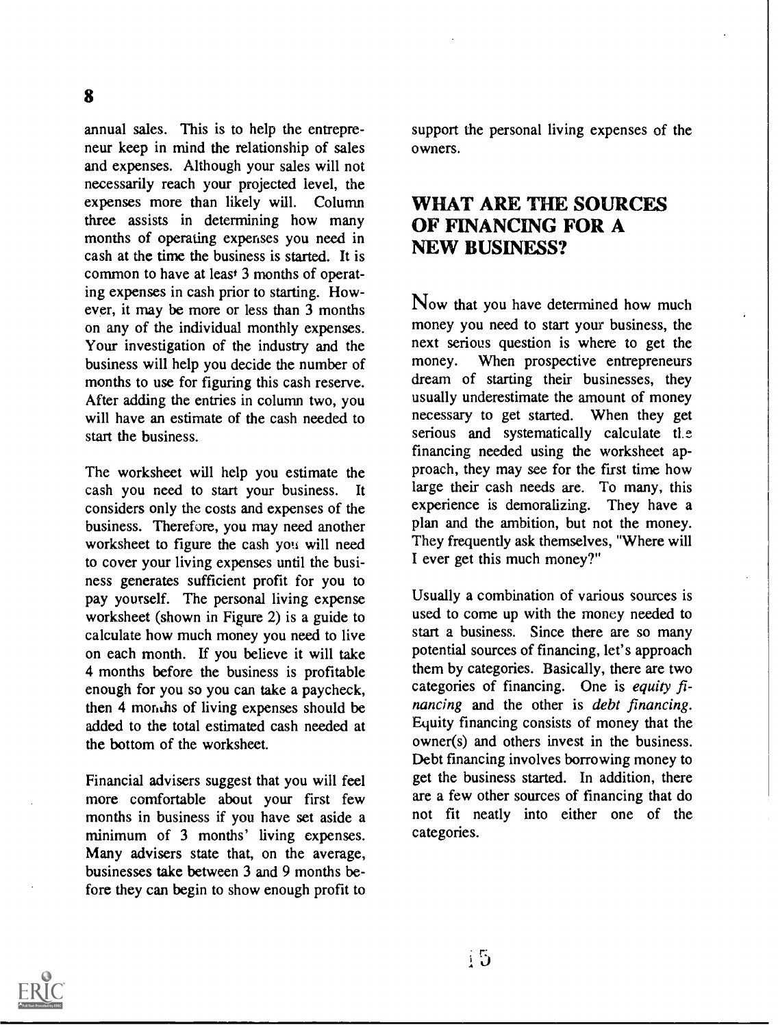annual sales. This is to help the entrepreneur keep in mind the relationship of sales and expenses. Although your sales will not necessarily reach your projected level, the expenses more than likely will. Column three assists in determining how many months of operating expenses you need in cash at the time the business is started. It is common to have at least 3 months of operating expenses in cash prior to starting. However, it may be more or less than 3 months on any of the individual monthly expenses. Your investigation of the industry and the business will help you decide the number of months to use for figuring this cash reserve. After adding the entries in column two, you will have an estimate of the cash needed to start the business.

The worksheet will help you estimate the cash you need to start your business. It considers only the costs and expenses of the business. Therefore, you may need another worksheet to figure the cash you will need to cover your living expenses until the business generates sufficient profit for you to pay yourself. The personal living expense worksheet (shown in Figure 2) is a guide to calculate how much money you need to live on each month. If you believe it will take 4 months before the business is profitable enough for you so you can take a paycheck, then 4 months of living expenses should be added to the total estimated cash needed at the bottom of the worksheet.

Financial advisers suggest that you will feel more comfortable about your first few months in business if you have set aside a minimum of 3 months' living expenses. Many advisers state that, on the average, businesses take between 3 and 9 months before they can begin to show enough profit to support the personal living expenses of the owners.

## WHAT ARE THE SOURCES OF FINANCING FOR A NEW BUSINESS?

Now that you have determined how much money you need to start your business, the next serious question is where to get the money. When prospective entrepreneurs dream of starting their businesses, they usually underestimate the amount of money necessary to get started. When they get serious and systematically calculate the financing needed using the worksheet approach, they may see for the first time how large their cash needs are. To many, this experience is demoralizing. They have a plan and the ambition, but not the money. They frequently ask themselves, "Where will I ever get this much money?"

Usually a combination of various sources is used to come up with the money needed to start a business. Since there are so many potential sources of financing, let's approach them by categories. Basically, there are two categories of financing. One is *equity financing* and the other is *debt financing*. Equity financing consists of money that the owner(s) and others invest in the business. Debt financing involves borrowing money to get the business started. In addition, there are a few other sources of financing that do not fit neatly into either one of the categories.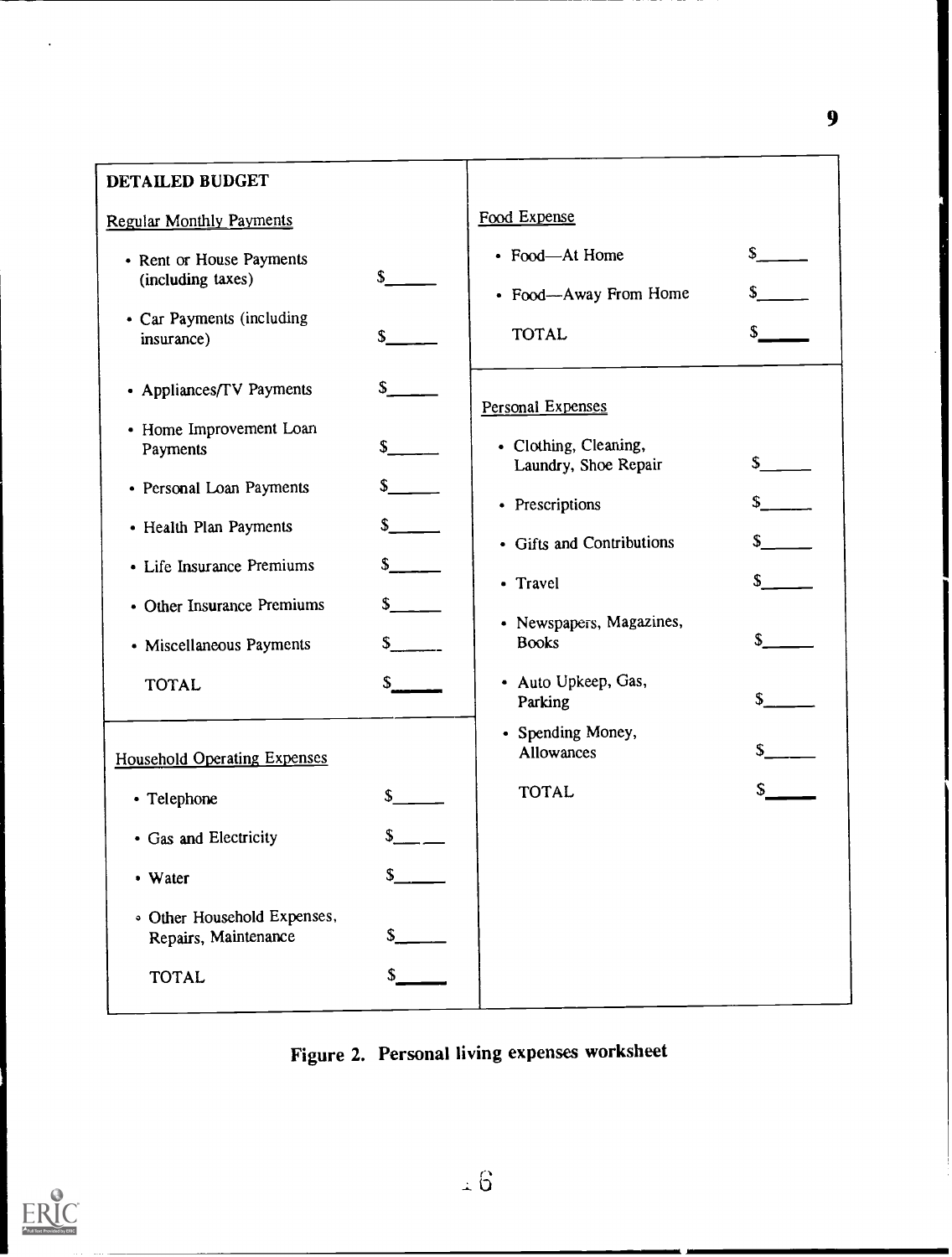## DETAILED BUDGET

### Regular Monthly Payments

| | |
|---|---|
| • Rent or House Payments (including taxes) | $\_\_\_\_\_ |
| • Car Payments (including insurance) | $\_\_\_\_\_ |
| • Appliances/TV Payments | $\_\_\_\_\_ |
| • Home Improvement Loan Payments | $\_\_\_\_\_ |
| • Personal Loan Payments | $\_\_\_\_\_ |
| • Health Plan Payments | $\_\_\_\_\_ |
| • Life Insurance Premiums | $\_\_\_\_\_ |
| • Other Insurance Premiums | $\_\_\_\_\_ |
| • Miscellaneous Payments | $\_\_\_\_\_ |
| TOTAL | $\_\_\_\_\_ |

### Household Operating Expenses

| | |
|---|---|
| • Telephone | $\_\_\_\_\_ |
| • Gas and Electricity | $\_\_\_\_\_ |
| • Water | $\_\_\_\_\_ |
| • Other Household Expenses, Repairs, Maintenance | $\_\_\_\_\_ |
| TOTAL | $\_\_\_\_\_ |

### Food Expense

| | |
|---|---|
| • Food—At Home | $\_\_\_\_\_ |
| • Food—Away From Home | $\_\_\_\_\_ |
| TOTAL | $\_\_\_\_\_ |

### Personal Expenses

| | |
|---|---|
| • Clothing, Cleaning, Laundry, Shoe Repair | $\_\_\_\_\_ |
| • Prescriptions | $\_\_\_\_\_ |
| • Gifts and Contributions | $\_\_\_\_\_ |
| • Travel | $\_\_\_\_\_ |
| • Newspapers, Magazines, Books | $\_\_\_\_\_ |
| • Auto Upkeep, Gas, Parking | $\_\_\_\_\_ |
| • Spending Money, Allowances | $\_\_\_\_\_ |
| TOTAL | $\_\_\_\_\_ |

**Figure 2. Personal living expenses worksheet**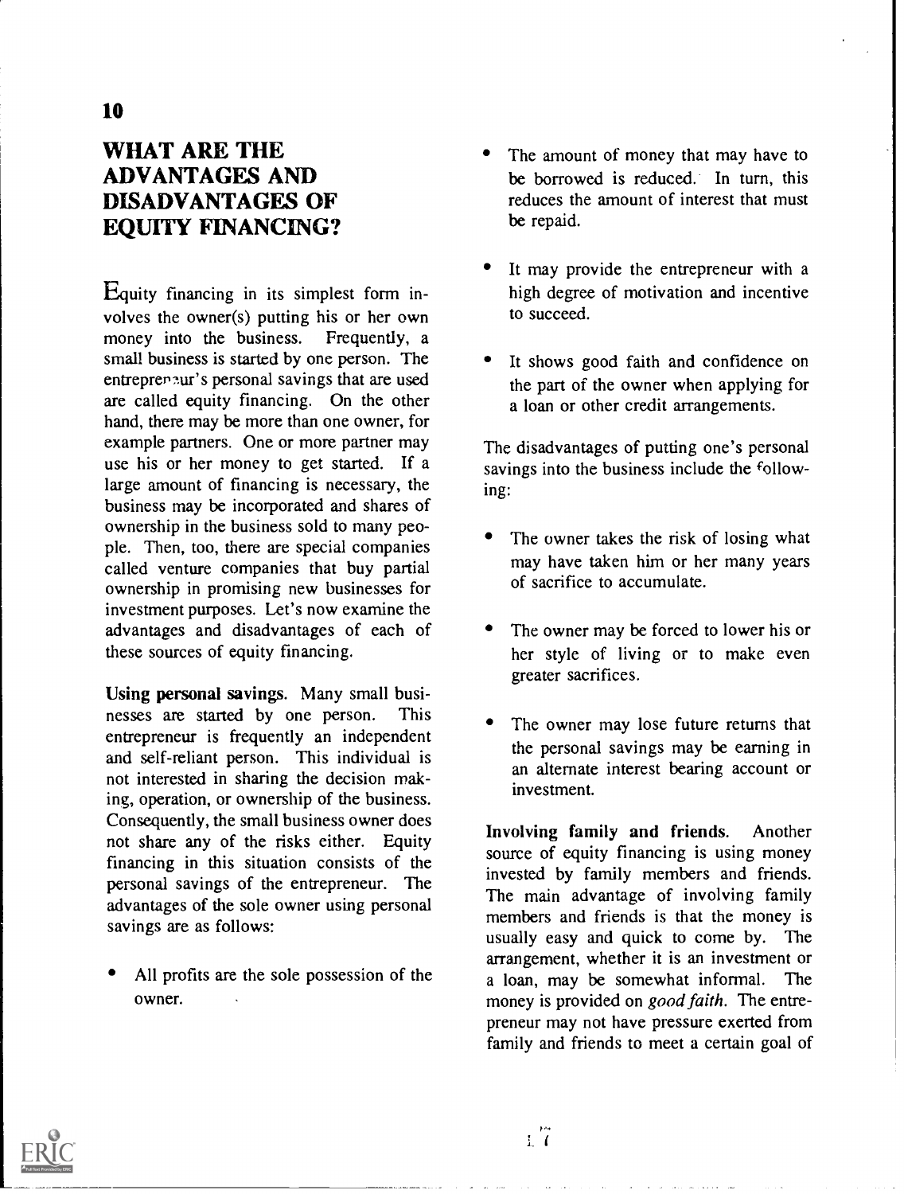## WHAT ARE THE ADVANTAGES AND DISADVANTAGES OF EQUITY FINANCING?

Equity financing in its simplest form involves the owner(s) putting his or her own money into the business. Frequently, a small business is started by one person. The entrepreneur's personal savings that are used are called equity financing. On the other hand, there may be more than one owner, for example partners. One or more partner may use his or her money to get started. If a large amount of financing is necessary, the business may be incorporated and shares of ownership in the business sold to many people. Then, too, there are special companies called venture companies that buy partial ownership in promising new businesses for investment purposes. Let's now examine the advantages and disadvantages of each of these sources of equity financing.

**Using personal savings.** Many small businesses are started by one person. This entrepreneur is frequently an independent and self-reliant person. This individual is not interested in sharing the decision making, operation, or ownership of the business. Consequently, the small business owner does not share any of the risks either. Equity financing in this situation consists of the personal savings of the entrepreneur. The advantages of the sole owner using personal savings are as follows:

- All profits are the sole possession of the owner.
- The amount of money that may have to be borrowed is reduced. In turn, this reduces the amount of interest that must be repaid.
- It may provide the entrepreneur with a high degree of motivation and incentive to succeed.
- It shows good faith and confidence on the part of the owner when applying for a loan or other credit arrangements.

The disadvantages of putting one's personal savings into the business include the following:

- The owner takes the risk of losing what may have taken him or her many years of sacrifice to accumulate.
- The owner may be forced to lower his or her style of living or to make even greater sacrifices.
- The owner may lose future returns that the personal savings may be earning in an alternate interest bearing account or investment.

**Involving family and friends.** Another source of equity financing is using money invested by family members and friends. The main advantage of involving family members and friends is that the money is usually easy and quick to come by. The arrangement, whether it is an investment or a loan, may be somewhat informal. The money is provided on *good faith*. The entrepreneur may not have pressure exerted from family and friends to meet a certain goal of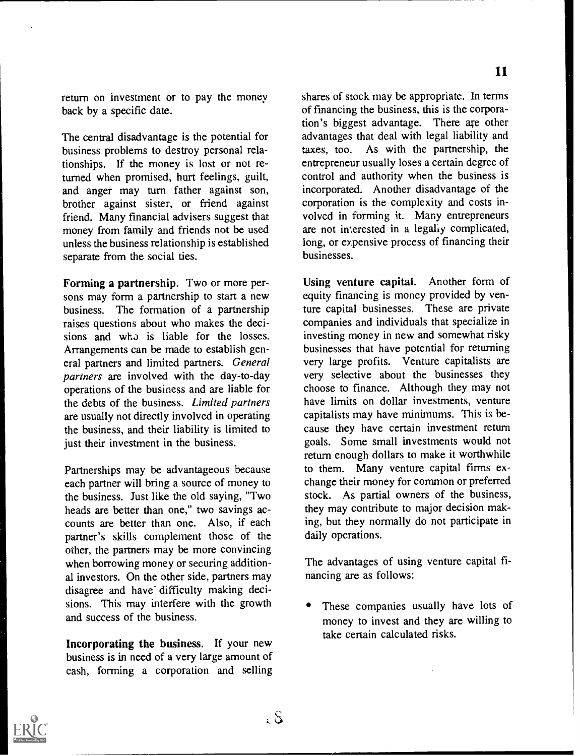return on investment or to pay the money back by a specific date.

The central disadvantage is the potential for business problems to destroy personal relationships. If the money is lost or not returned when promised, hurt feelings, guilt, and anger may turn father against son, brother against sister, or friend against friend. Many financial advisers suggest that money from family and friends not be used unless the business relationship is established separate from the social ties.

**Forming a partnership**. Two or more persons may form a partnership to start a new business. The formation of a partnership raises questions about who makes the decisions and who is liable for the losses. Arrangements can be made to establish general partners and limited partners. *General partners* are involved with the day-to-day operations of the business and are liable for the debts of the business. *Limited partners* are usually not directly involved in operating the business, and their liability is limited to just their investment in the business.

Partnerships may be advantageous because each partner will bring a source of money to the business. Just like the old saying, "Two heads are better than one," two savings accounts are better than one. Also, if each partner's skills complement those of the other, the partners may be more convincing when borrowing money or securing additional investors. On the other side, partners may disagree and have difficulty making decisions. This may interfere with the growth and success of the business.

**Incorporating the business**. If your new business is in need of a very large amount of cash, forming a corporation and selling shares of stock may be appropriate. In terms of financing the business, this is the corporation's biggest advantage. There are other advantages that deal with legal liability and taxes, too. As with the partnership, the entrepreneur usually loses a certain degree of control and authority when the business is incorporated. Another disadvantage of the corporation is the complexity and costs involved in forming it. Many entrepreneurs are not interested in a legally complicated, long, or expensive process of financing their businesses.

**Using venture capital**. Another form of equity financing is money provided by venture capital businesses. These are private companies and individuals that specialize in investing money in new and somewhat risky businesses that have potential for returning very large profits. Venture capitalists are very selective about the businesses they choose to finance. Although they may not have limits on dollar investments, venture capitalists may have minimums. This is because they have certain investment return goals. Some small investments would not return enough dollars to make it worthwhile to them. Many venture capital firms exchange their money for common or preferred stock. As partial owners of the business, they may contribute to major decision making, but they normally do not participate in daily operations.

The advantages of using venture capital financing are as follows:

- These companies usually have lots of money to invest and they are willing to take certain calculated risks.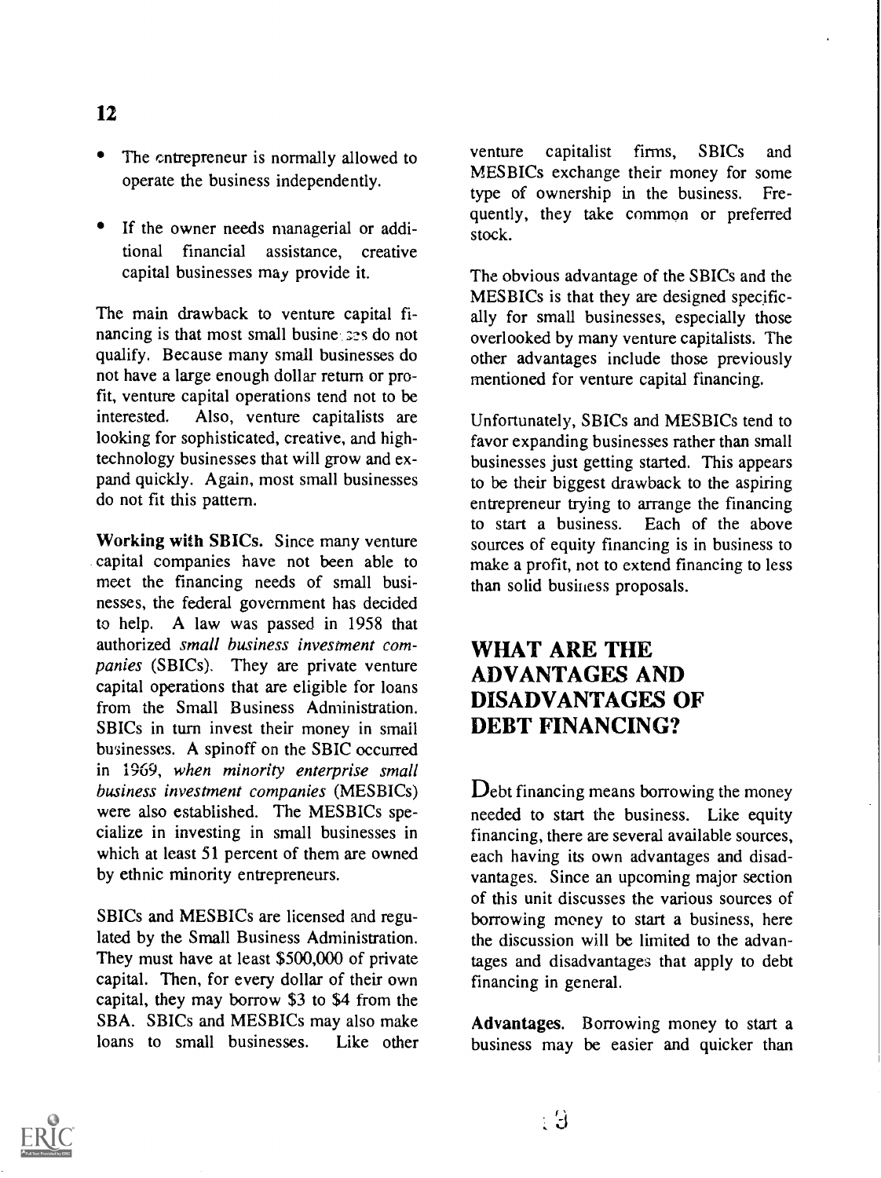- The entrepreneur is normally allowed to operate the business independently.

- If the owner needs managerial or additional financial assistance, creative capital businesses may provide it.

The main drawback to venture capital financing is that most small businesses do not qualify. Because many small businesses do not have a large enough dollar return or profit, venture capital operations tend not to be interested. Also, venture capitalists are looking for sophisticated, creative, and high-technology businesses that will grow and expand quickly. Again, most small businesses do not fit this pattern.

**Working with SBICs.** Since many venture capital companies have not been able to meet the financing needs of small businesses, the federal government has decided to help. A law was passed in 1958 that authorized *small business investment companies* (SBICs). They are private venture capital operations that are eligible for loans from the Small Business Administration. SBICs in turn invest their money in small businesses. A spinoff on the SBIC occurred in 1969, *when minority enterprise small business investment companies* (MESBICs) were also established. The MESBICs specialize in investing in small businesses in which at least 51 percent of them are owned by ethnic minority entrepreneurs.

SBICs and MESBICs are licensed and regulated by the Small Business Administration. They must have at least $500,000 of private capital. Then, for every dollar of their own capital, they may borrow $3 to $4 from the SBA. SBICs and MESBICs may also make loans to small businesses. Like other venture capitalist firms, SBICs and MESBICs exchange their money for some type of ownership in the business. Frequently, they take common or preferred stock.

The obvious advantage of the SBICs and the MESBICs is that they are designed specifically for small businesses, especially those overlooked by many venture capitalists. The other advantages include those previously mentioned for venture capital financing.

Unfortunately, SBICs and MESBICs tend to favor expanding businesses rather than small businesses just getting started. This appears to be their biggest drawback to the aspiring entrepreneur trying to arrange the financing to start a business. Each of the above sources of equity financing is in business to make a profit, not to extend financing to less than solid business proposals.

## WHAT ARE THE ADVANTAGES AND DISADVANTAGES OF DEBT FINANCING?

Debt financing means borrowing the money needed to start the business. Like equity financing, there are several available sources, each having its own advantages and disadvantages. Since an upcoming major section of this unit discusses the various sources of borrowing money to start a business, here the discussion will be limited to the advantages and disadvantages that apply to debt financing in general.

**Advantages.** Borrowing money to start a business may be easier and quicker than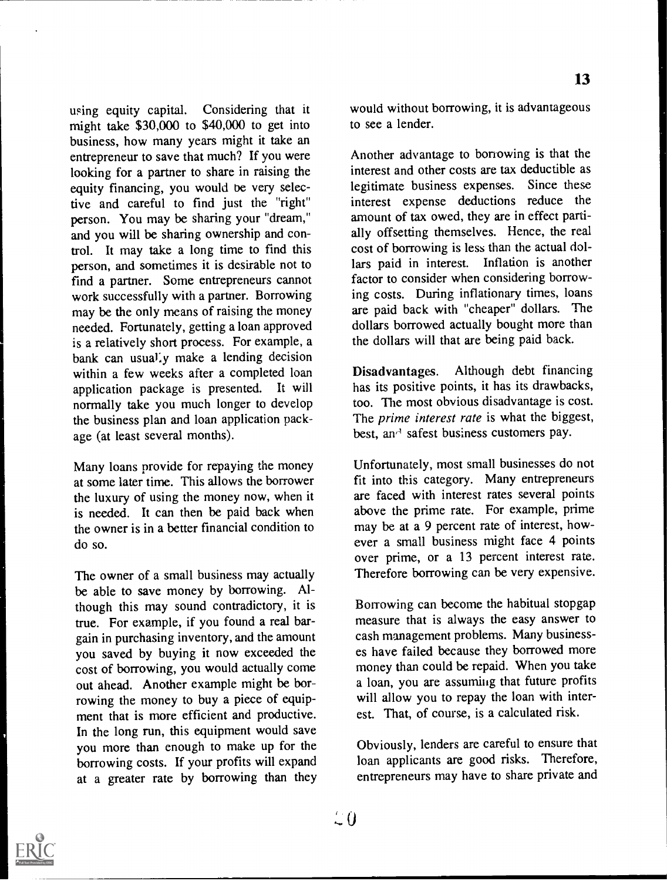using equity capital. Considering that it might take $30,000 to $40,000 to get into business, how many years might it take an entrepreneur to save that much? If you were looking for a partner to share in raising the equity financing, you would be very selective and careful to find just the "right" person. You may be sharing your "dream," and you will be sharing ownership and control. It may take a long time to find this person, and sometimes it is desirable not to find a partner. Some entrepreneurs cannot work successfully with a partner. Borrowing may be the only means of raising the money needed. Fortunately, getting a loan approved is a relatively short process. For example, a bank can usually make a lending decision within a few weeks after a completed loan application package is presented. It will normally take you much longer to develop the business plan and loan application package (at least several months).

Many loans provide for repaying the money at some later time. This allows the borrower the luxury of using the money now, when it is needed. It can then be paid back when the owner is in a better financial condition to do so.

The owner of a small business may actually be able to save money by borrowing. Although this may sound contradictory, it is true. For example, if you found a real bargain in purchasing inventory, and the amount you saved by buying it now exceeded the cost of borrowing, you would actually come out ahead. Another example might be borrowing the money to buy a piece of equipment that is more efficient and productive. In the long run, this equipment would save you more than enough to make up for the borrowing costs. If your profits will expand at a greater rate by borrowing than they would without borrowing, it is advantageous to see a lender.

Another advantage to borrowing is that the interest and other costs are tax deductible as legitimate business expenses. Since these interest expense deductions reduce the amount of tax owed, they are in effect partially offsetting themselves. Hence, the real cost of borrowing is less than the actual dollars paid in interest. Inflation is another factor to consider when considering borrowing costs. During inflationary times, loans are paid back with "cheaper" dollars. The dollars borrowed actually bought more than the dollars will that are being paid back.

**Disadvantages.** Although debt financing has its positive points, it has its drawbacks, too. The most obvious disadvantage is cost. The *prime interest rate* is what the biggest, best, and safest business customers pay.

Unfortunately, most small businesses do not fit into this category. Many entrepreneurs are faced with interest rates several points above the prime rate. For example, prime may be at a 9 percent rate of interest, however a small business might face 4 points over prime, or a 13 percent interest rate. Therefore borrowing can be very expensive.

Borrowing can become the habitual stopgap measure that is always the easy answer to cash management problems. Many businesses have failed because they borrowed more money than could be repaid. When you take a loan, you are assuming that future profits will allow you to repay the loan with interest. That, of course, is a calculated risk.

Obviously, lenders are careful to ensure that loan applicants are good risks. Therefore, entrepreneurs may have to share private and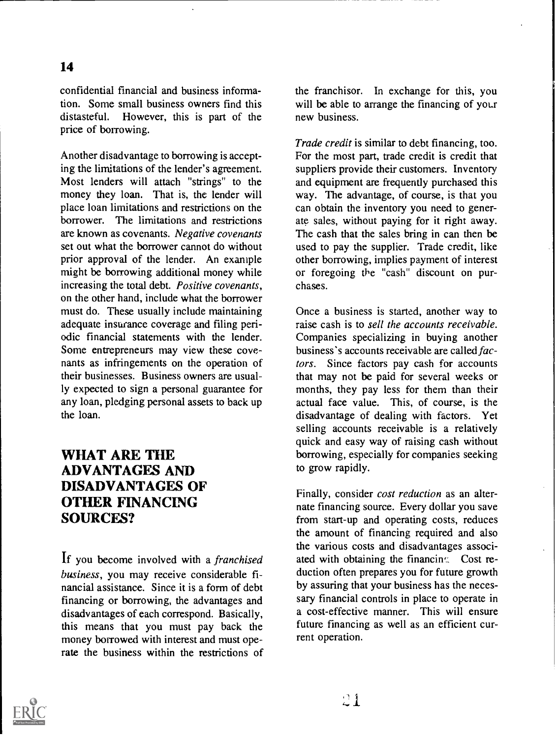confidential financial and business information. Some small business owners find this distasteful. However, this is part of the price of borrowing.

Another disadvantage to borrowing is accepting the limitations of the lender's agreement. Most lenders will attach "strings" to the money they loan. That is, the lender will place loan limitations and restrictions on the borrower. The limitations and restrictions are known as covenants. *Negative covenants* set out what the borrower cannot do without prior approval of the lender. An example might be borrowing additional money while increasing the total debt. *Positive covenants*, on the other hand, include what the borrower must do. These usually include maintaining adequate insurance coverage and filing periodic financial statements with the lender. Some entrepreneurs may view these covenants as infringements on the operation of their businesses. Business owners are usually expected to sign a personal guarantee for any loan, pledging personal assets to back up the loan.

## WHAT ARE THE ADVANTAGES AND DISADVANTAGES OF OTHER FINANCING SOURCES?

If you become involved with a *franchised business*, you may receive considerable financial assistance. Since it is a form of debt financing or borrowing, the advantages and disadvantages of each correspond. Basically, this means that you must pay back the money borrowed with interest and must operate the business within the restrictions of the franchisor. In exchange for this, you will be able to arrange the financing of your new business.

*Trade credit* is similar to debt financing, too. For the most part, trade credit is credit that suppliers provide their customers. Inventory and equipment are frequently purchased this way. The advantage, of course, is that you can obtain the inventory you need to generate sales, without paying for it right away. The cash that the sales bring in can then be used to pay the supplier. Trade credit, like other borrowing, implies payment of interest or foregoing the "cash" discount on purchases.

Once a business is started, another way to raise cash is to *sell the accounts receivable*. Companies specializing in buying another business's accounts receivable are called *factors*. Since factors pay cash for accounts that may not be paid for several weeks or months, they pay less for them than their actual face value. This, of course, is the disadvantage of dealing with factors. Yet selling accounts receivable is a relatively quick and easy way of raising cash without borrowing, especially for companies seeking to grow rapidly.

Finally, consider *cost reduction* as an alternate financing source. Every dollar you save from start-up and operating costs, reduces the amount of financing required and also the various costs and disadvantages associated with obtaining the financing. Cost reduction often prepares you for future growth by assuring that your business has the necessary financial controls in place to operate in a cost-effective manner. This will ensure future financing as well as an efficient current operation.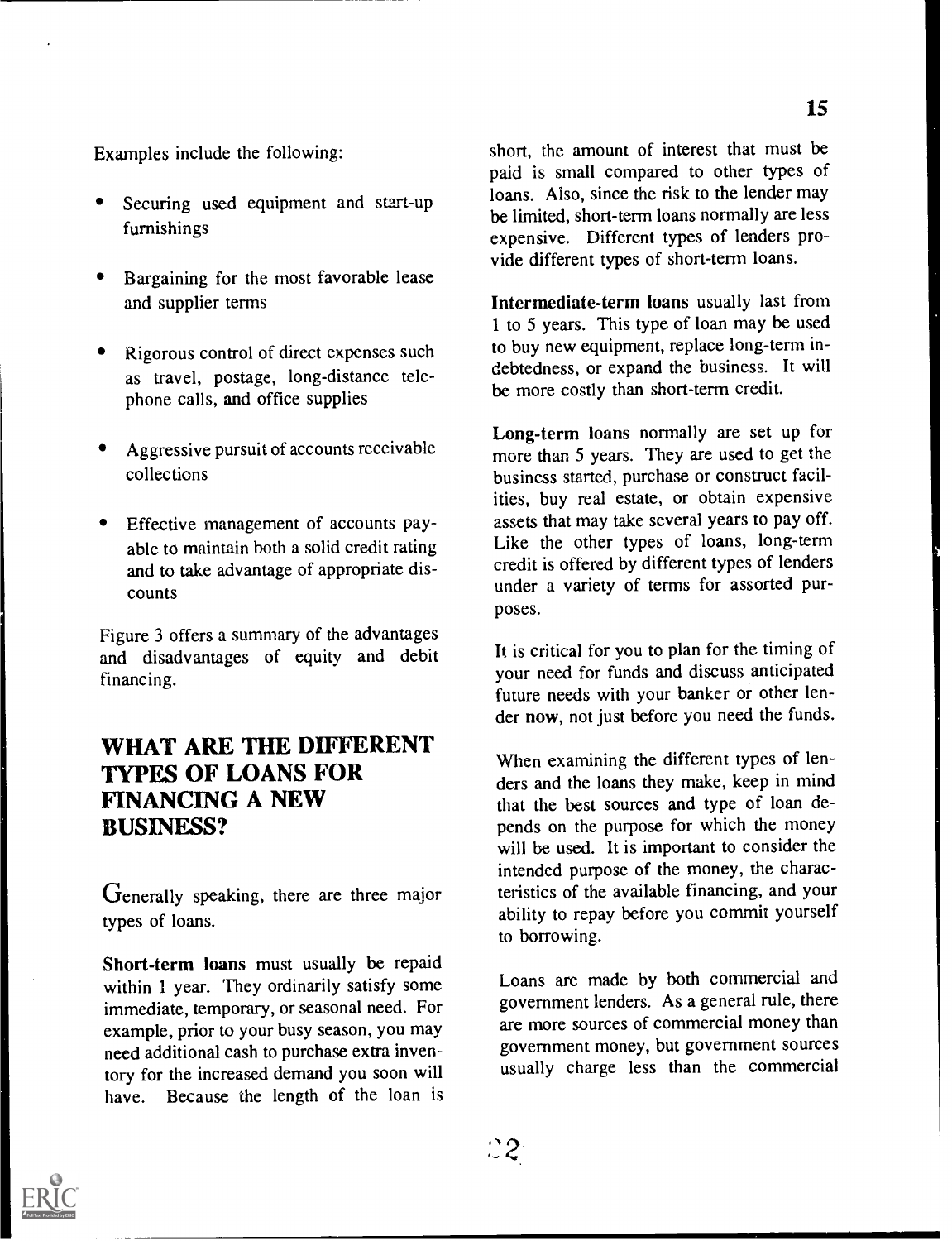Examples include the following:

- Securing used equipment and start-up furnishings
- Bargaining for the most favorable lease and supplier terms
- Rigorous control of direct expenses such as travel, postage, long-distance telephone calls, and office supplies
- Aggressive pursuit of accounts receivable collections
- Effective management of accounts payable to maintain both a solid credit rating and to take advantage of appropriate discounts

Figure 3 offers a summary of the advantages and disadvantages of equity and debit financing.

## WHAT ARE THE DIFFERENT TYPES OF LOANS FOR FINANCING A NEW BUSINESS?

Generally speaking, there are three major types of loans.

**Short-term loans** must usually be repaid within 1 year. They ordinarily satisfy some immediate, temporary, or seasonal need. For example, prior to your busy season, you may need additional cash to purchase extra inventory for the increased demand you soon will have. Because the length of the loan is short, the amount of interest that must be paid is small compared to other types of loans. Also, since the risk to the lender may be limited, short-term loans normally are less expensive. Different types of lenders provide different types of short-term loans.

**Intermediate-term loans** usually last from 1 to 5 years. This type of loan may be used to buy new equipment, replace long-term indebtedness, or expand the business. It will be more costly than short-term credit.

**Long-term loans** normally are set up for more than 5 years. They are used to get the business started, purchase or construct facilities, buy real estate, or obtain expensive assets that may take several years to pay off. Like the other types of loans, long-term credit is offered by different types of lenders under a variety of terms for assorted purposes.

It is critical for you to plan for the timing of your need for funds and discuss anticipated future needs with your banker or other lender **now**, not just before you need the funds.

When examining the different types of lenders and the loans they make, keep in mind that the best sources and type of loan depends on the purpose for which the money will be used. It is important to consider the intended purpose of the money, the characteristics of the available financing, and your ability to repay before you commit yourself to borrowing.

Loans are made by both commercial and government lenders. As a general rule, there are more sources of commercial money than government money, but government sources usually charge less than the commercial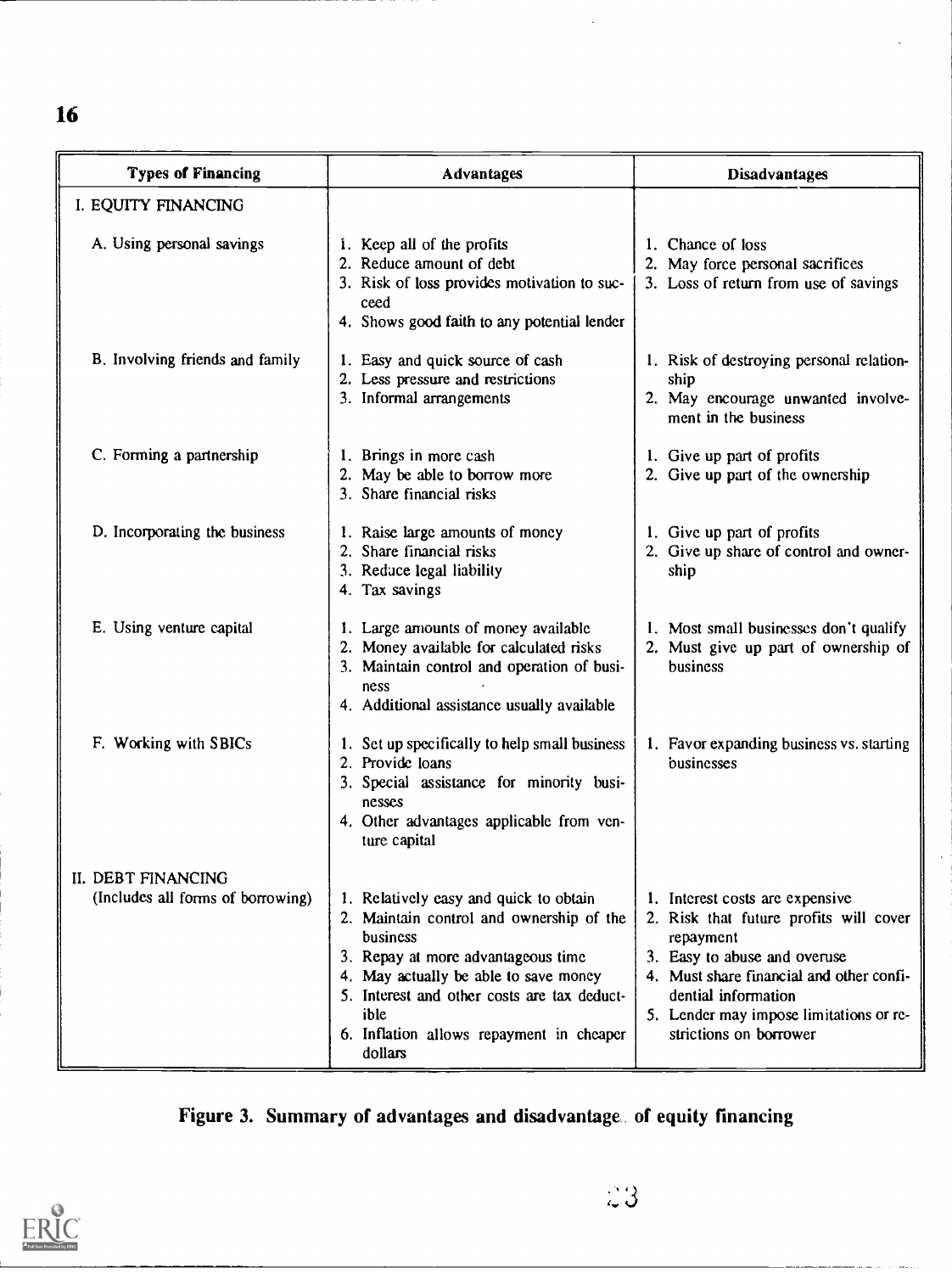| Types of Financing | Advantages | Disadvantages |
|---|---|---|
| I. EQUITY FINANCING | | |
| A. Using personal savings | 1. Keep all of the profits<br>2. Reduce amount of debt<br>3. Risk of loss provides motivation to succeed<br>4. Shows good faith to any potential lender | 1. Chance of loss<br>2. May force personal sacrifices<br>3. Loss of return from use of savings |
| B. Involving friends and family | 1. Easy and quick source of cash<br>2. Less pressure and restrictions<br>3. Informal arrangements | 1. Risk of destroying personal relationship<br>2. May encourage unwanted involvement in the business |
| C. Forming a partnership | 1. Brings in more cash<br>2. May be able to borrow more<br>3. Share financial risks | 1. Give up part of profits<br>2. Give up part of the ownership |
| D. Incorporating the business | 1. Raise large amounts of money<br>2. Share financial risks<br>3. Reduce legal liability<br>4. Tax savings | 1. Give up part of profits<br>2. Give up share of control and ownership |
| E. Using venture capital | 1. Large amounts of money available<br>2. Money available for calculated risks<br>3. Maintain control and operation of business<br>4. Additional assistance usually available | 1. Most small businesses don't qualify<br>2. Must give up part of ownership of business |
| F. Working with SBICs | 1. Set up specifically to help small business<br>2. Provide loans<br>3. Special assistance for minority businesses<br>4. Other advantages applicable from venture capital | 1. Favor expanding business vs. starting businesses |
| II. DEBT FINANCING<br>(Includes all forms of borrowing) | 1. Relatively easy and quick to obtain<br>2. Maintain control and ownership of the business<br>3. Repay at more advantageous time<br>4. May actually be able to save money<br>5. Interest and other costs are tax deductible<br>6. Inflation allows repayment in cheaper dollars | 1. Interest costs are expensive<br>2. Risk that future profits will cover repayment<br>3. Easy to abuse and overuse<br>4. Must share financial and other confidential information<br>5. Lender may impose limitations or restrictions on borrower |

**Figure 3. Summary of advantages and disadvantages of equity financing**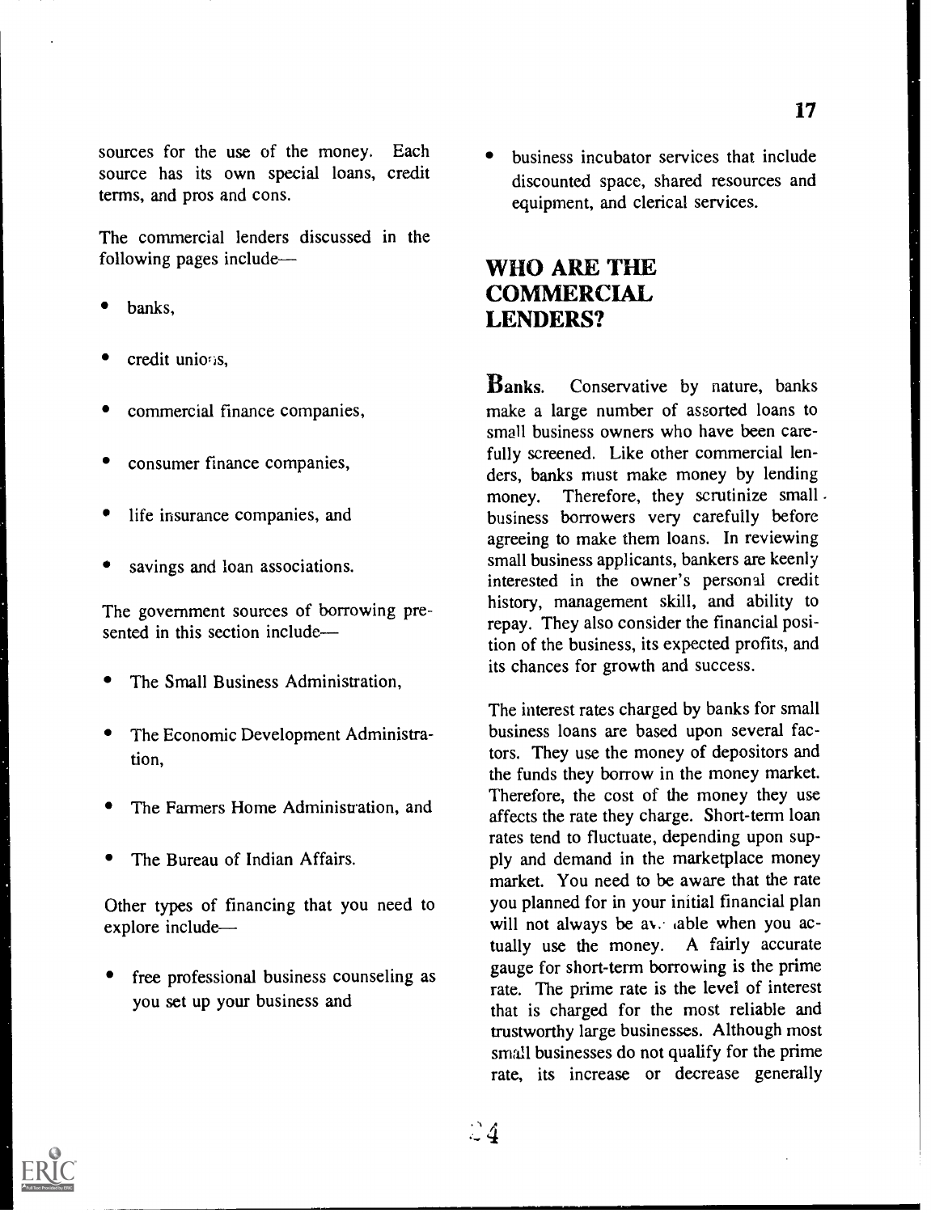sources for the use of the money. Each source has its own special loans, credit terms, and pros and cons.

The commercial lenders discussed in the following pages include—

- banks,
- credit unions,
- commercial finance companies,
- consumer finance companies,
- life insurance companies, and
- savings and loan associations.

The government sources of borrowing presented in this section include—

- The Small Business Administration,
- The Economic Development Administration,
- The Farmers Home Administration, and
- The Bureau of Indian Affairs.

Other types of financing that you need to explore include—

- free professional business counseling as you set up your business and
- business incubator services that include discounted space, shared resources and equipment, and clerical services.

## WHO ARE THE COMMERCIAL LENDERS?

**Banks.** Conservative by nature, banks make a large number of assorted loans to small business owners who have been carefully screened. Like other commercial lenders, banks must make money by lending money. Therefore, they scrutinize small business borrowers very carefully before agreeing to make them loans. In reviewing small business applicants, bankers are keenly interested in the owner's personal credit history, management skill, and ability to repay. They also consider the financial position of the business, its expected profits, and its chances for growth and success.

The interest rates charged by banks for small business loans are based upon several factors. They use the money of depositors and the funds they borrow in the money market. Therefore, the cost of the money they use affects the rate they charge. Short-term loan rates tend to fluctuate, depending upon supply and demand in the marketplace money market. You need to be aware that the rate you planned for in your initial financial plan will not always be available when you actually use the money. A fairly accurate gauge for short-term borrowing is the prime rate. The prime rate is the level of interest that is charged for the most reliable and trustworthy large businesses. Although most small businesses do not qualify for the prime rate, its increase or decrease generally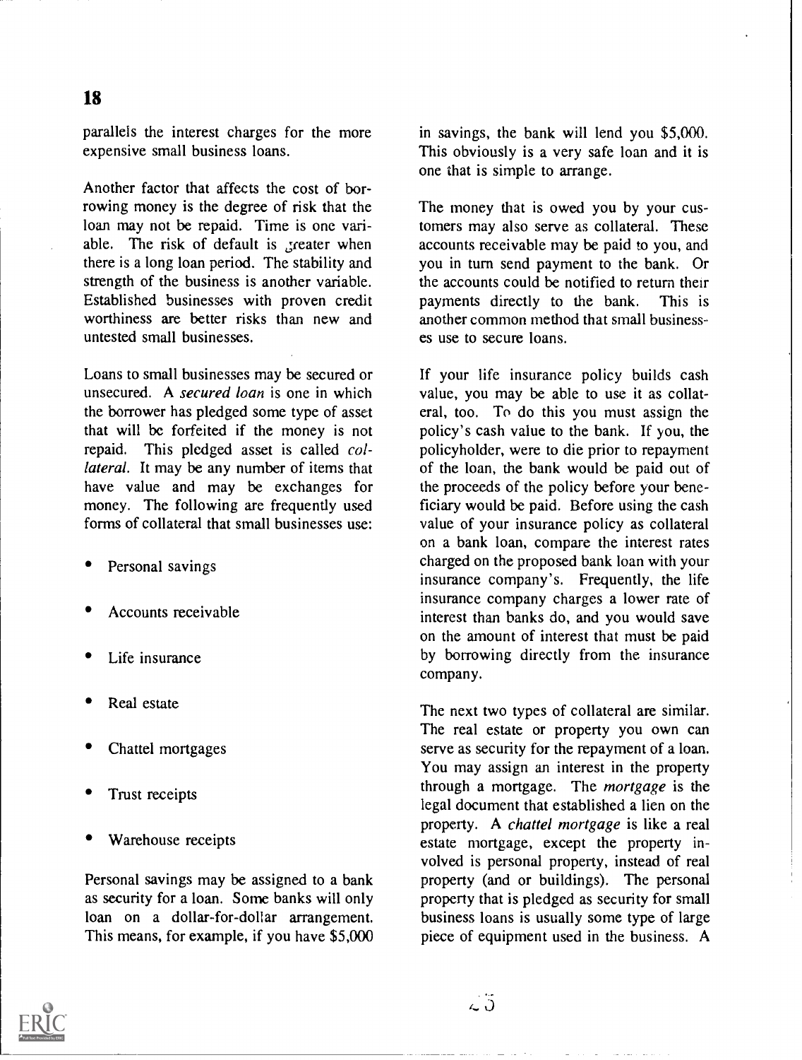parallels the interest charges for the more expensive small business loans.

Another factor that affects the cost of borrowing money is the degree of risk that the loan may not be repaid. Time is one variable. The risk of default is greater when there is a long loan period. The stability and strength of the business is another variable. Established businesses with proven credit worthiness are better risks than new and untested small businesses.

Loans to small businesses may be secured or unsecured. A *secured loan* is one in which the borrower has pledged some type of asset that will be forfeited if the money is not repaid. This pledged asset is called *collateral*. It may be any number of items that have value and may be exchanges for money. The following are frequently used forms of collateral that small businesses use:

- Personal savings
- Accounts receivable
- Life insurance
- Real estate
- Chattel mortgages
- Trust receipts
- Warehouse receipts

Personal savings may be assigned to a bank as security for a loan. Some banks will only loan on a dollar-for-dollar arrangement. This means, for example, if you have $5,000 in savings, the bank will lend you $5,000. This obviously is a very safe loan and it is one that is simple to arrange.

The money that is owed you by your customers may also serve as collateral. These accounts receivable may be paid to you, and you in turn send payment to the bank. Or the accounts could be notified to return their payments directly to the bank. This is another common method that small businesses use to secure loans.

If your life insurance policy builds cash value, you may be able to use it as collateral, too. To do this you must assign the policy's cash value to the bank. If you, the policyholder, were to die prior to repayment of the loan, the bank would be paid out of the proceeds of the policy before your beneficiary would be paid. Before using the cash value of your insurance policy as collateral on a bank loan, compare the interest rates charged on the proposed bank loan with your insurance company's. Frequently, the life insurance company charges a lower rate of interest than banks do, and you would save on the amount of interest that must be paid by borrowing directly from the insurance company.

The next two types of collateral are similar. The real estate or property you own can serve as security for the repayment of a loan. You may assign an interest in the property through a mortgage. The *mortgage* is the legal document that established a lien on the property. A *chattel mortgage* is like a real estate mortgage, except the property involved is personal property, instead of real property (and or buildings). The personal property that is pledged as security for small business loans is usually some type of large piece of equipment used in the business. A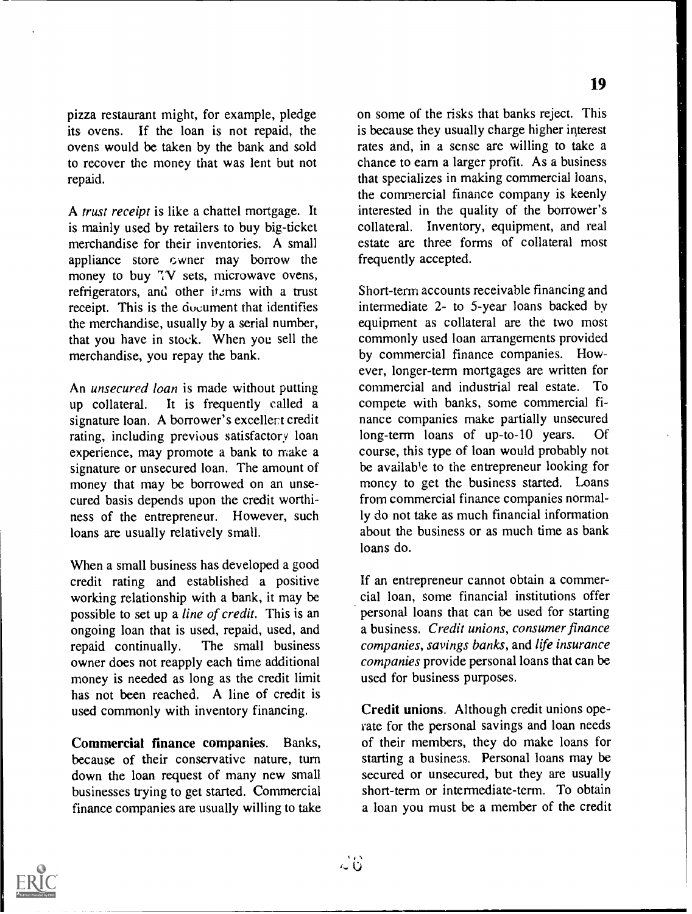pizza restaurant might, for example, pledge its ovens. If the loan is not repaid, the ovens would be taken by the bank and sold to recover the money that was lent but not repaid.

A *trust receipt* is like a chattel mortgage. It is mainly used by retailers to buy big-ticket merchandise for their inventories. A small appliance store owner may borrow the money to buy TV sets, microwave ovens, refrigerators, and other items with a trust receipt. This is the document that identifies the merchandise, usually by a serial number, that you have in stock. When you sell the merchandise, you repay the bank.

An *unsecured loan* is made without putting up collateral. It is frequently called a signature loan. A borrower's excellent credit rating, including previous satisfactory loan experience, may promote a bank to make a signature or unsecured loan. The amount of money that may be borrowed on an unsecured basis depends upon the credit worthiness of the entrepreneur. However, such loans are usually relatively small.

When a small business has developed a good credit rating and established a positive working relationship with a bank, it may be possible to set up a *line of credit*. This is an ongoing loan that is used, repaid, used, and repaid continually. The small business owner does not reapply each time additional money is needed as long as the credit limit has not been reached. A line of credit is used commonly with inventory financing.

**Commercial finance companies.** Banks, because of their conservative nature, turn down the loan request of many new small businesses trying to get started. Commercial finance companies are usually willing to take on some of the risks that banks reject. This is because they usually charge higher interest rates and, in a sense are willing to take a chance to earn a larger profit. As a business that specializes in making commercial loans, the commercial finance company is keenly interested in the quality of the borrower's collateral. Inventory, equipment, and real estate are three forms of collateral most frequently accepted.

Short-term accounts receivable financing and intermediate 2- to 5-year loans backed by equipment as collateral are the two most commonly used loan arrangements provided by commercial finance companies. However, longer-term mortgages are written for commercial and industrial real estate. To compete with banks, some commercial finance companies make partially unsecured long-term loans of up-to-10 years. Of course, this type of loan would probably not be available to the entrepreneur looking for money to get the business started. Loans from commercial finance companies normally do not take as much financial information about the business or as much time as bank loans do.

If an entrepreneur cannot obtain a commercial loan, some financial institutions offer personal loans that can be used for starting a business. *Credit unions*, *consumer finance companies*, *savings banks*, and *life insurance companies* provide personal loans that can be used for business purposes.

**Credit unions.** Although credit unions operate for the personal savings and loan needs of their members, they do make loans for starting a business. Personal loans may be secured or unsecured, but they are usually short-term or intermediate-term. To obtain a loan you must be a member of the credit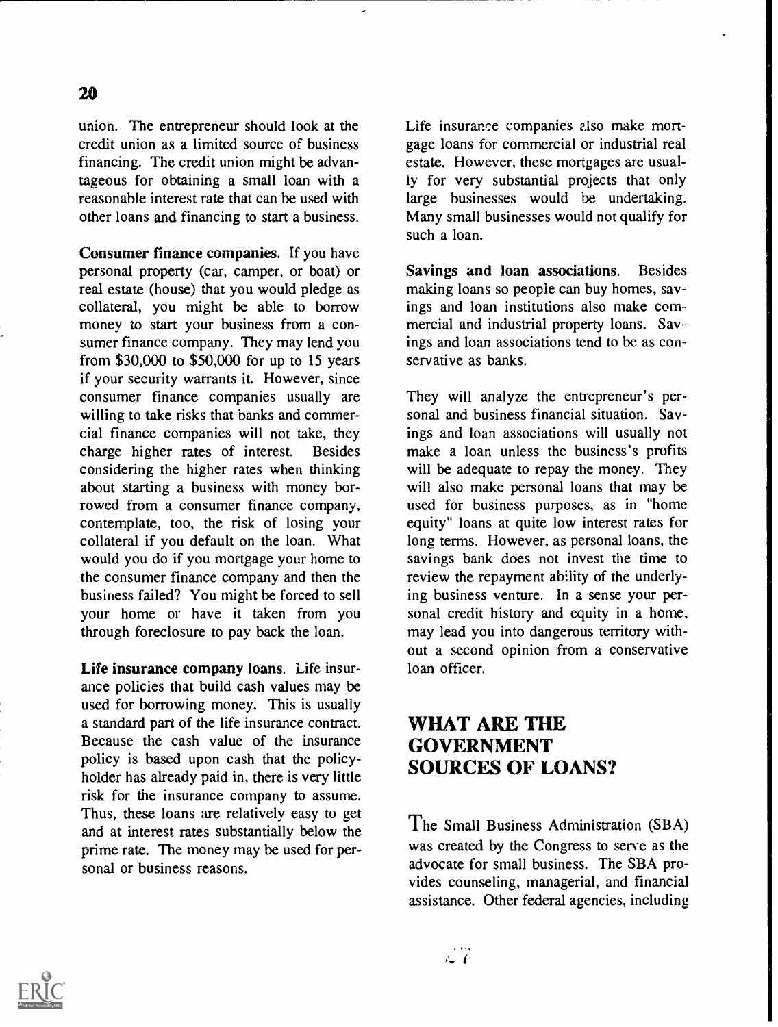union. The entrepreneur should look at the credit union as a limited source of business financing. The credit union might be advantageous for obtaining a small loan with a reasonable interest rate that can be used with other loans and financing to start a business.

**Consumer finance companies.** If you have personal property (car, camper, or boat) or real estate (house) that you would pledge as collateral, you might be able to borrow money to start your business from a consumer finance company. They may lend you from $30,000 to $50,000 for up to 15 years if your security warrants it. However, since consumer finance companies usually are willing to take risks that banks and commercial finance companies will not take, they charge higher rates of interest. Besides considering the higher rates when thinking about starting a business with money borrowed from a consumer finance company, contemplate, too, the risk of losing your collateral if you default on the loan. What would you do if you mortgage your home to the consumer finance company and then the business failed? You might be forced to sell your home or have it taken from you through foreclosure to pay back the loan.

**Life insurance company loans.** Life insurance policies that build cash values may be used for borrowing money. This is usually a standard part of the life insurance contract. Because the cash value of the insurance policy is based upon cash that the policyholder has already paid in, there is very little risk for the insurance company to assume. Thus, these loans are relatively easy to get and at interest rates substantially below the prime rate. The money may be used for personal or business reasons.

Life insurance companies also make mortgage loans for commercial or industrial real estate. However, these mortgages are usually for very substantial projects that only large businesses would be undertaking. Many small businesses would not qualify for such a loan.

**Savings and loan associations.** Besides making loans so people can buy homes, savings and loan institutions also make commercial and industrial property loans. Savings and loan associations tend to be as conservative as banks.

They will analyze the entrepreneur's personal and business financial situation. Savings and loan associations will usually not make a loan unless the business's profits will be adequate to repay the money. They will also make personal loans that may be used for business purposes, as in "home equity" loans at quite low interest rates for long terms. However, as personal loans, the savings bank does not invest the time to review the repayment ability of the underlying business venture. In a sense your personal credit history and equity in a home, may lead you into dangerous territory without a second opinion from a conservative loan officer.

## WHAT ARE THE GOVERNMENT SOURCES OF LOANS?

The Small Business Administration (SBA) was created by the Congress to serve as the advocate for small business. The SBA provides counseling, managerial, and financial assistance. Other federal agencies, including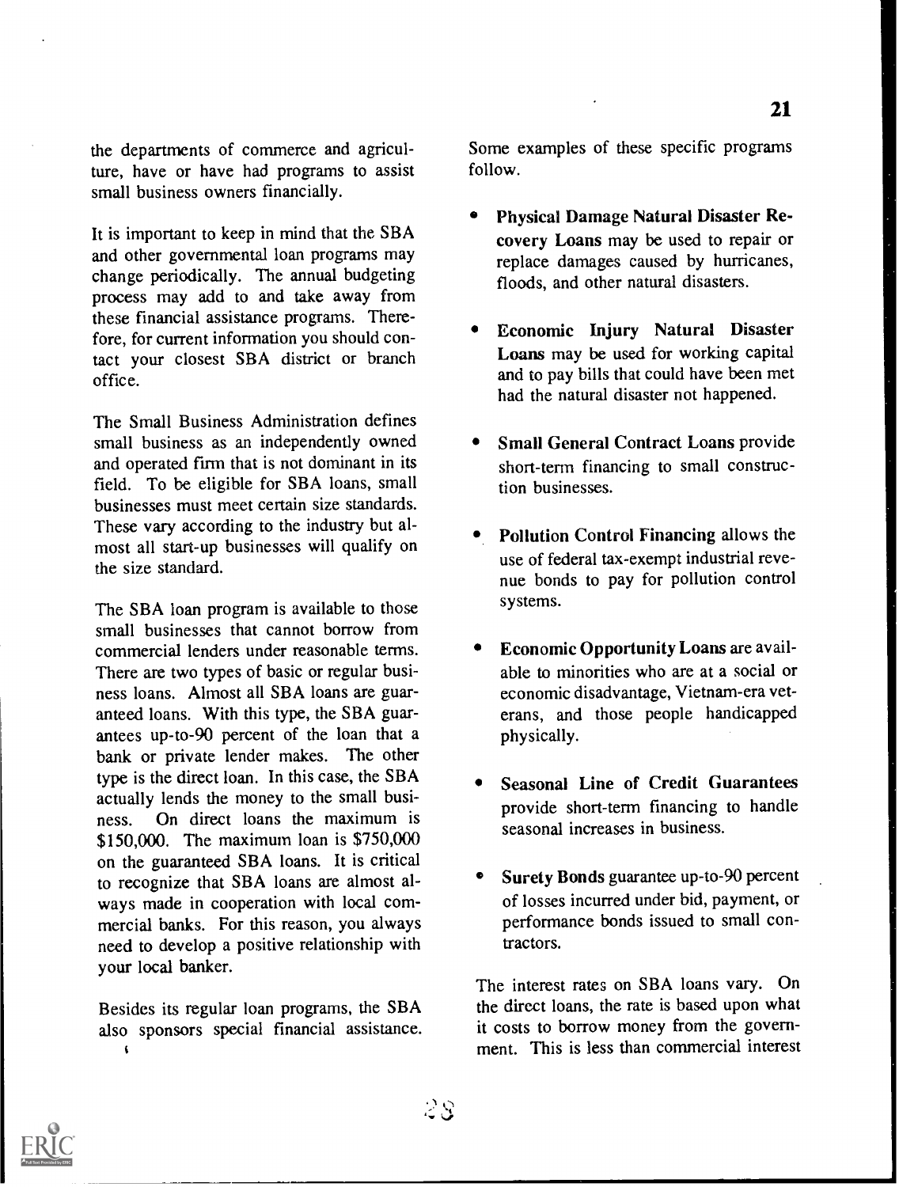the departments of commerce and agriculture, have or have had programs to assist small business owners financially.

It is important to keep in mind that the SBA and other governmental loan programs may change periodically. The annual budgeting process may add to and take away from these financial assistance programs. Therefore, for current information you should contact your closest SBA district or branch office.

The Small Business Administration defines small business as an independently owned and operated firm that is not dominant in its field. To be eligible for SBA loans, small businesses must meet certain size standards. These vary according to the industry but almost all start-up businesses will qualify on the size standard.

The SBA loan program is available to those small businesses that cannot borrow from commercial lenders under reasonable terms. There are two types of basic or regular business loans. Almost all SBA loans are guaranteed loans. With this type, the SBA guarantees up-to-90 percent of the loan that a bank or private lender makes. The other type is the direct loan. In this case, the SBA actually lends the money to the small business. On direct loans the maximum is $150,000. The maximum loan is $750,000 on the guaranteed SBA loans. It is critical to recognize that SBA loans are almost always made in cooperation with local commercial banks. For this reason, you always need to develop a positive relationship with your local banker.

Besides its regular loan programs, the SBA also sponsors special financial assistance. Some examples of these specific programs follow.

- **Physical Damage Natural Disaster Recovery Loans** may be used to repair or replace damages caused by hurricanes, floods, and other natural disasters.
- **Economic Injury Natural Disaster Loans** may be used for working capital and to pay bills that could have been met had the natural disaster not happened.
- **Small General Contract Loans** provide short-term financing to small construction businesses.
- **Pollution Control Financing** allows the use of federal tax-exempt industrial revenue bonds to pay for pollution control systems.
- **Economic Opportunity Loans** are available to minorities who are at a social or economic disadvantage, Vietnam-era veterans, and those people handicapped physically.
- **Seasonal Line of Credit Guarantees** provide short-term financing to handle seasonal increases in business.
- **Surety Bonds** guarantee up-to-90 percent of losses incurred under bid, payment, or performance bonds issued to small contractors.

The interest rates on SBA loans vary. On the direct loans, the rate is based upon what it costs to borrow money from the government. This is less than commercial interest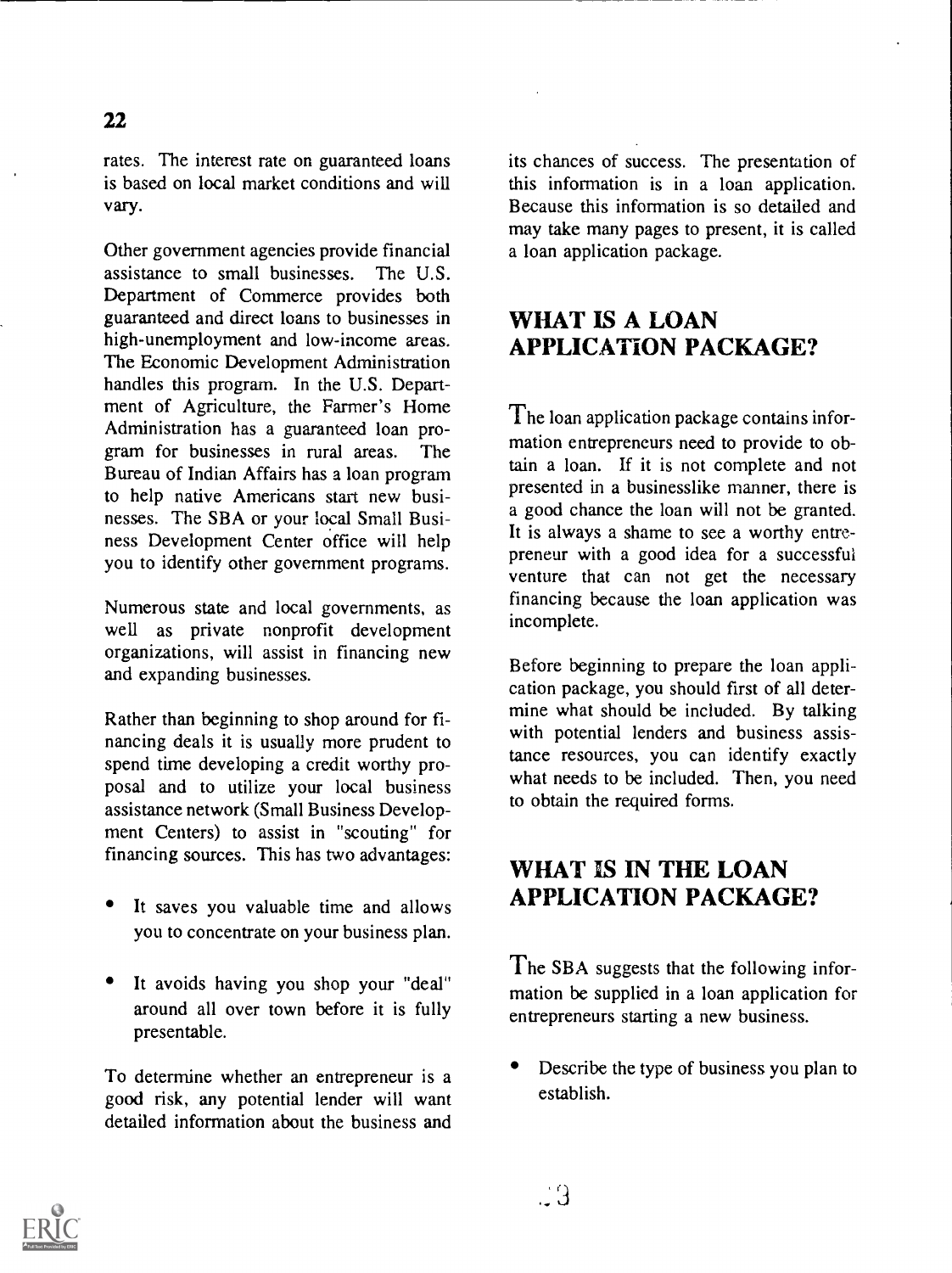rates. The interest rate on guaranteed loans is based on local market conditions and will vary.

Other government agencies provide financial assistance to small businesses. The U.S. Department of Commerce provides both guaranteed and direct loans to businesses in high-unemployment and low-income areas. The Economic Development Administration handles this program. In the U.S. Department of Agriculture, the Farmer's Home Administration has a guaranteed loan program for businesses in rural areas. The Bureau of Indian Affairs has a loan program to help native Americans start new businesses. The SBA or your local Small Business Development Center office will help you to identify other government programs.

Numerous state and local governments, as well as private nonprofit development organizations, will assist in financing new and expanding businesses.

Rather than beginning to shop around for financing deals it is usually more prudent to spend time developing a credit worthy proposal and to utilize your local business assistance network (Small Business Development Centers) to assist in "scouting" for financing sources. This has two advantages:

- It saves you valuable time and allows you to concentrate on your business plan.
- It avoids having you shop your "deal" around all over town before it is fully presentable.

To determine whether an entrepreneur is a good risk, any potential lender will want detailed information about the business and its chances of success. The presentation of this information is in a loan application. Because this information is so detailed and may take many pages to present, it is called a loan application package.

## WHAT IS A LOAN APPLICATION PACKAGE?

The loan application package contains information entrepreneurs need to provide to obtain a loan. If it is not complete and not presented in a businesslike manner, there is a good chance the loan will not be granted. It is always a shame to see a worthy entrepreneur with a good idea for a successful venture that can not get the necessary financing because the loan application was incomplete.

Before beginning to prepare the loan application package, you should first of all determine what should be included. By talking with potential lenders and business assistance resources, you can identify exactly what needs to be included. Then, you need to obtain the required forms.

## WHAT IS IN THE LOAN APPLICATION PACKAGE?

The SBA suggests that the following information be supplied in a loan application for entrepreneurs starting a new business.

- Describe the type of business you plan to establish.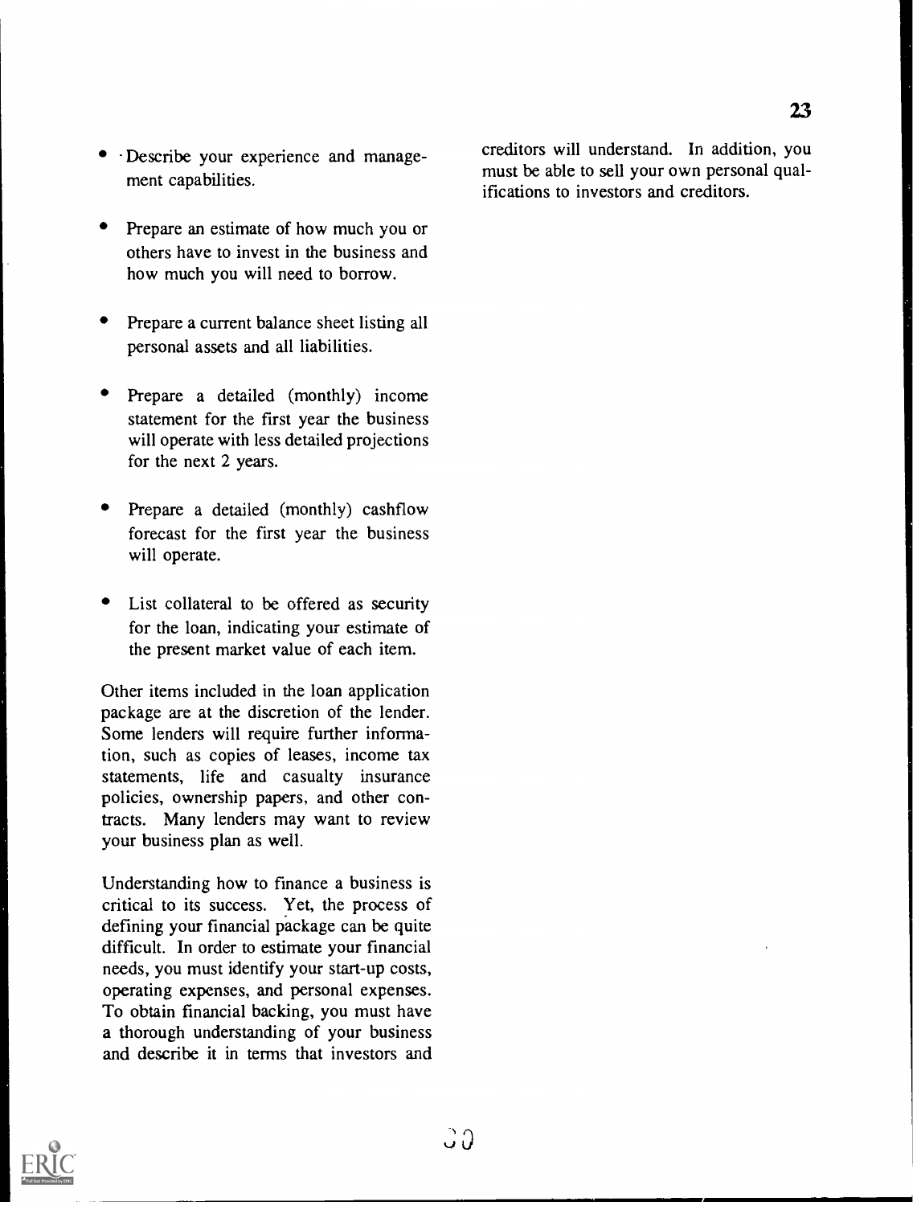- Describe your experience and management capabilities.

- Prepare an estimate of how much you or others have to invest in the business and how much you will need to borrow.

- Prepare a current balance sheet listing all personal assets and all liabilities.

- Prepare a detailed (monthly) income statement for the first year the business will operate with less detailed projections for the next 2 years.

- Prepare a detailed (monthly) cashflow forecast for the first year the business will operate.

- List collateral to be offered as security for the loan, indicating your estimate of the present market value of each item.

Other items included in the loan application package are at the discretion of the lender. Some lenders will require further information, such as copies of leases, income tax statements, life and casualty insurance policies, ownership papers, and other contracts. Many lenders may want to review your business plan as well.

Understanding how to finance a business is critical to its success. Yet, the process of defining your financial package can be quite difficult. In order to estimate your financial needs, you must identify your start-up costs, operating expenses, and personal expenses. To obtain financial backing, you must have a thorough understanding of your business and describe it in terms that investors and creditors will understand. In addition, you must be able to sell your own personal qualifications to investors and creditors.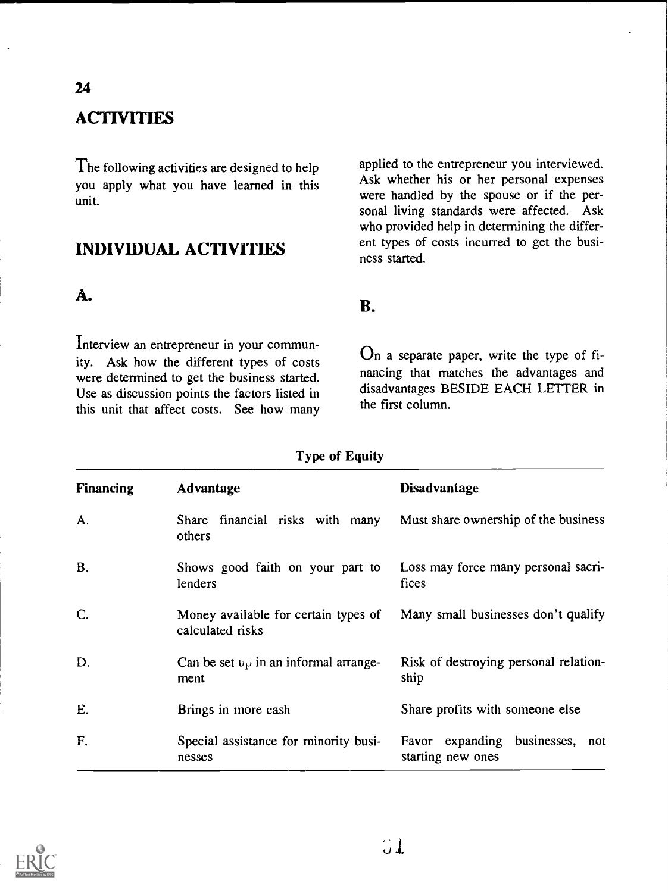# ACTIVITIES

The following activities are designed to help you apply what you have learned in this unit.

## INDIVIDUAL ACTIVITIES

### A.

Interview an entrepreneur in your community. Ask how the different types of costs were determined to get the business started. Use as discussion points the factors listed in this unit that affect costs. See how many applied to the entrepreneur you interviewed. Ask whether his or her personal expenses were handled by the spouse or if the personal living standards were affected. Ask who provided help in determining the different types of costs incurred to get the business started.

### B.

On a separate paper, write the type of financing that matches the advantages and disadvantages BESIDE EACH LETTER in the first column.

| Type of Equity Financing | Advantage | Disadvantage |
|---|---|---|
| A. | Share financial risks with many others | Must share ownership of the business |
| B. | Shows good faith on your part to lenders | Loss may force many personal sacrifices |
| C. | Money available for certain types of calculated risks | Many small businesses don't qualify |
| D. | Can be set up in an informal arrangement | Risk of destroying personal relationship |
| E. | Brings in more cash | Share profits with someone else |
| F. | Special assistance for minority businesses | Favor expanding businesses, not starting new ones |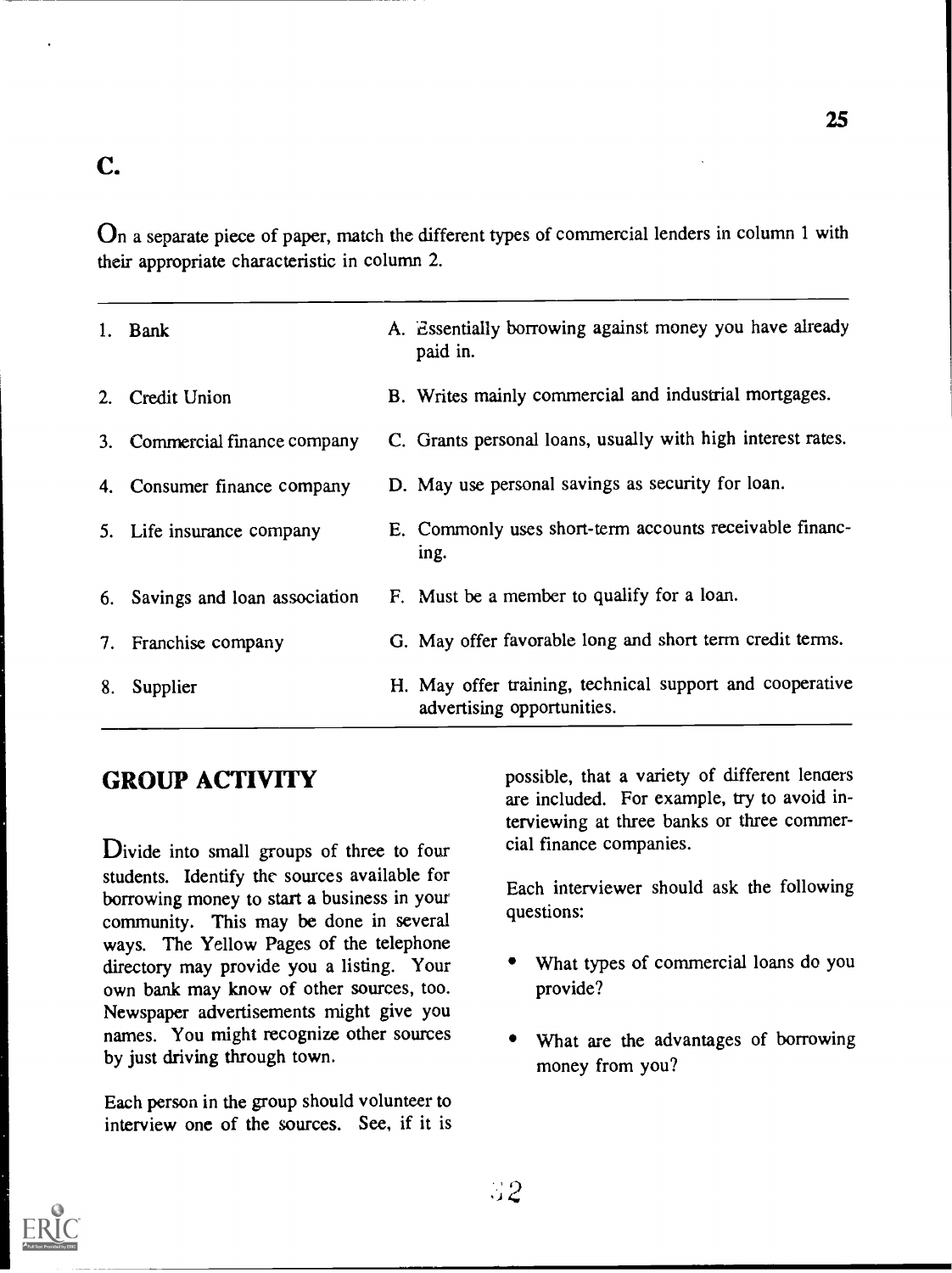## C.

On a separate piece of paper, match the different types of commercial lenders in column 1 with their appropriate characteristic in column 2.

| | |
|---|---|
| 1. Bank | A. Essentially borrowing against money you have already paid in. |
| 2. Credit Union | B. Writes mainly commercial and industrial mortgages. |
| 3. Commercial finance company | C. Grants personal loans, usually with high interest rates. |
| 4. Consumer finance company | D. May use personal savings as security for loan. |
| 5. Life insurance company | E. Commonly uses short-term accounts receivable financing. |
| 6. Savings and loan association | F. Must be a member to qualify for a loan. |
| 7. Franchise company | G. May offer favorable long and short term credit terms. |
| 8. Supplier | H. May offer training, technical support and cooperative advertising opportunities. |

## GROUP ACTIVITY

Divide into small groups of three to four students. Identify the sources available for borrowing money to start a business in your community. This may be done in several ways. The Yellow Pages of the telephone directory may provide you a listing. Your own bank may know of other sources, too. Newspaper advertisements might give you names. You might recognize other sources by just driving through town.

Each person in the group should volunteer to interview one of the sources. See, if it is possible, that a variety of different lenders are included. For example, try to avoid interviewing at three banks or three commercial finance companies.

Each interviewer should ask the following questions:

- What types of commercial loans do you provide?
- What are the advantages of borrowing money from you?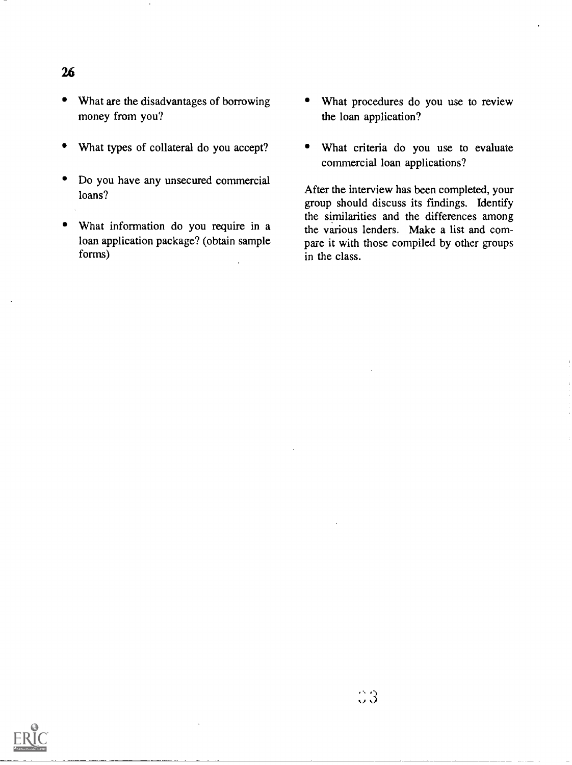- What are the disadvantages of borrowing money from you?
- What types of collateral do you accept?
- Do you have any unsecured commercial loans?
- What information do you require in a loan application package? (obtain sample forms)
- What procedures do you use to review the loan application?
- What criteria do you use to evaluate commercial loan applications?

After the interview has been completed, your group should discuss its findings. Identify the similarities and the differences among the various lenders. Make a list and compare it with those compiled by other groups in the class.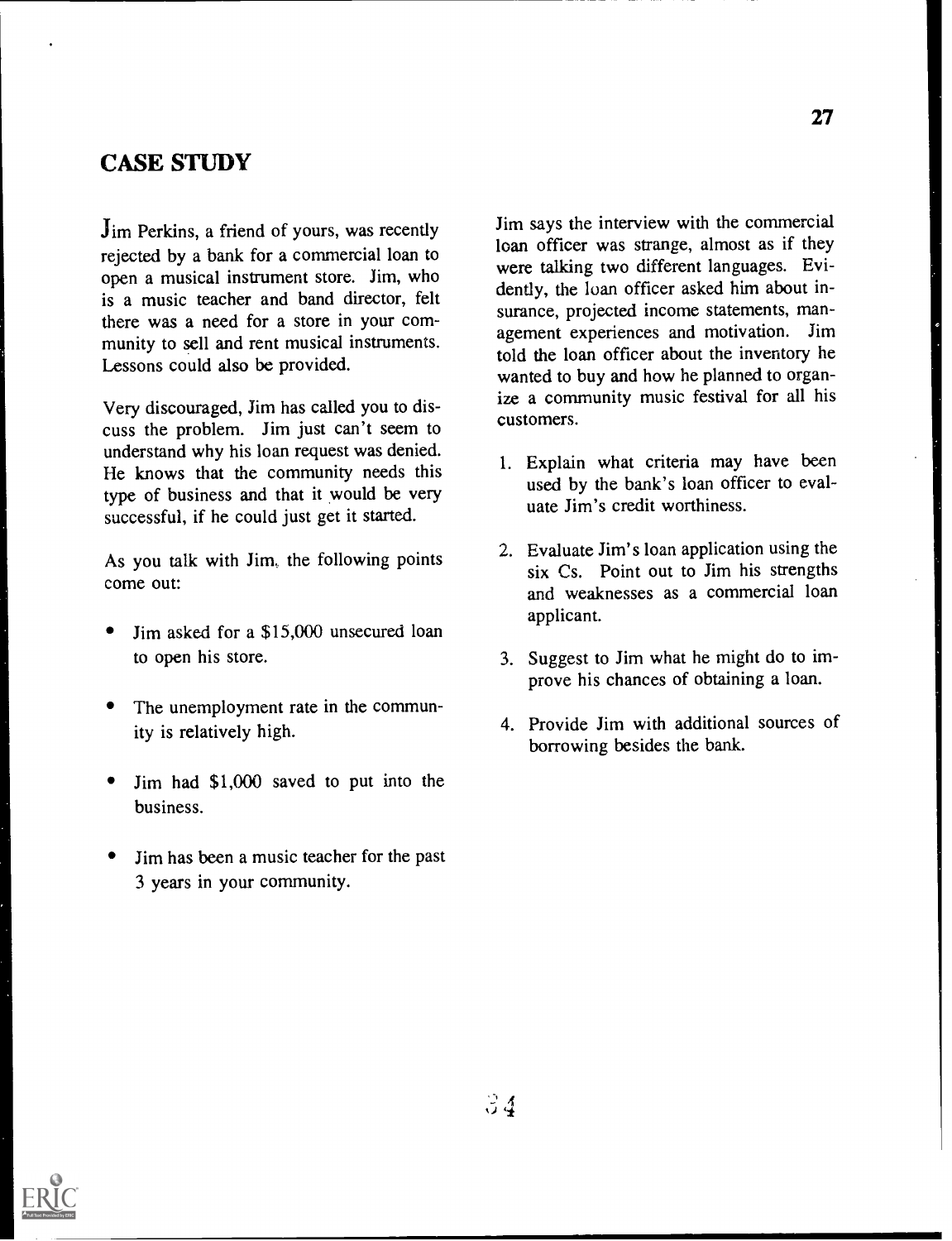## CASE STUDY

Jim Perkins, a friend of yours, was recently rejected by a bank for a commercial loan to open a musical instrument store. Jim, who is a music teacher and band director, felt there was a need for a store in your community to sell and rent musical instruments. Lessons could also be provided.

Very discouraged, Jim has called you to discuss the problem. Jim just can't seem to understand why his loan request was denied. He knows that the community needs this type of business and that it would be very successful, if he could just get it started.

As you talk with Jim, the following points come out:

- Jim asked for a $15,000 unsecured loan to open his store.
- The unemployment rate in the community is relatively high.
- Jim had $1,000 saved to put into the business.
- Jim has been a music teacher for the past 3 years in your community.

Jim says the interview with the commercial loan officer was strange, almost as if they were talking two different languages. Evidently, the loan officer asked him about insurance, projected income statements, management experiences and motivation. Jim told the loan officer about the inventory he wanted to buy and how he planned to organize a community music festival for all his customers.

1. Explain what criteria may have been used by the bank's loan officer to evaluate Jim's credit worthiness.
2. Evaluate Jim's loan application using the six Cs. Point out to Jim his strengths and weaknesses as a commercial loan applicant.
3. Suggest to Jim what he might do to improve his chances of obtaining a loan.
4. Provide Jim with additional sources of borrowing besides the bank.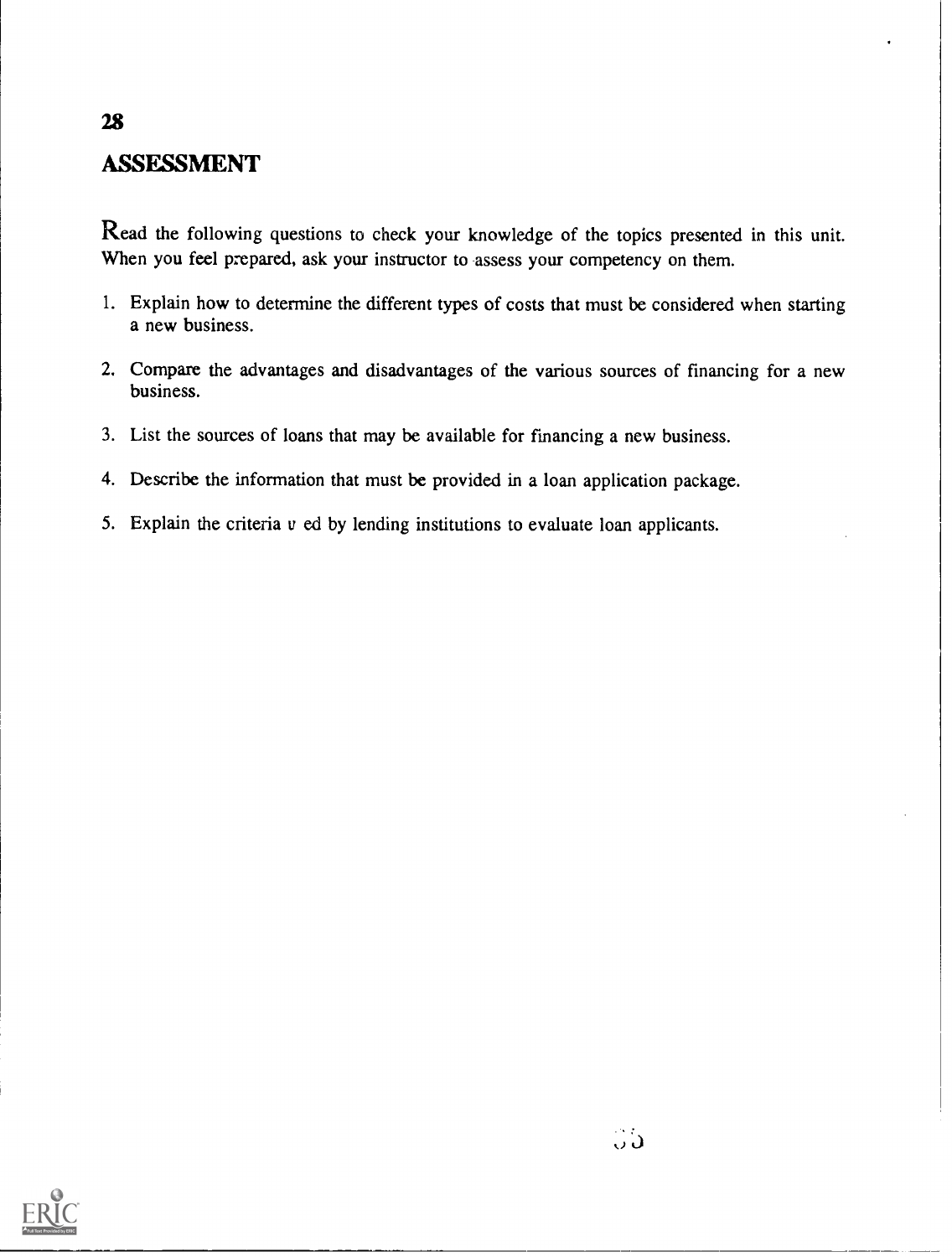## ASSESSMENT

Read the following questions to check your knowledge of the topics presented in this unit. When you feel prepared, ask your instructor to assess your competency on them.

1. Explain how to determine the different types of costs that must be considered when starting a new business.
2. Compare the advantages and disadvantages of the various sources of financing for a new business.
3. List the sources of loans that may be available for financing a new business.
4. Describe the information that must be provided in a loan application package.
5. Explain the criteria u ed by lending institutions to evaluate loan applicants.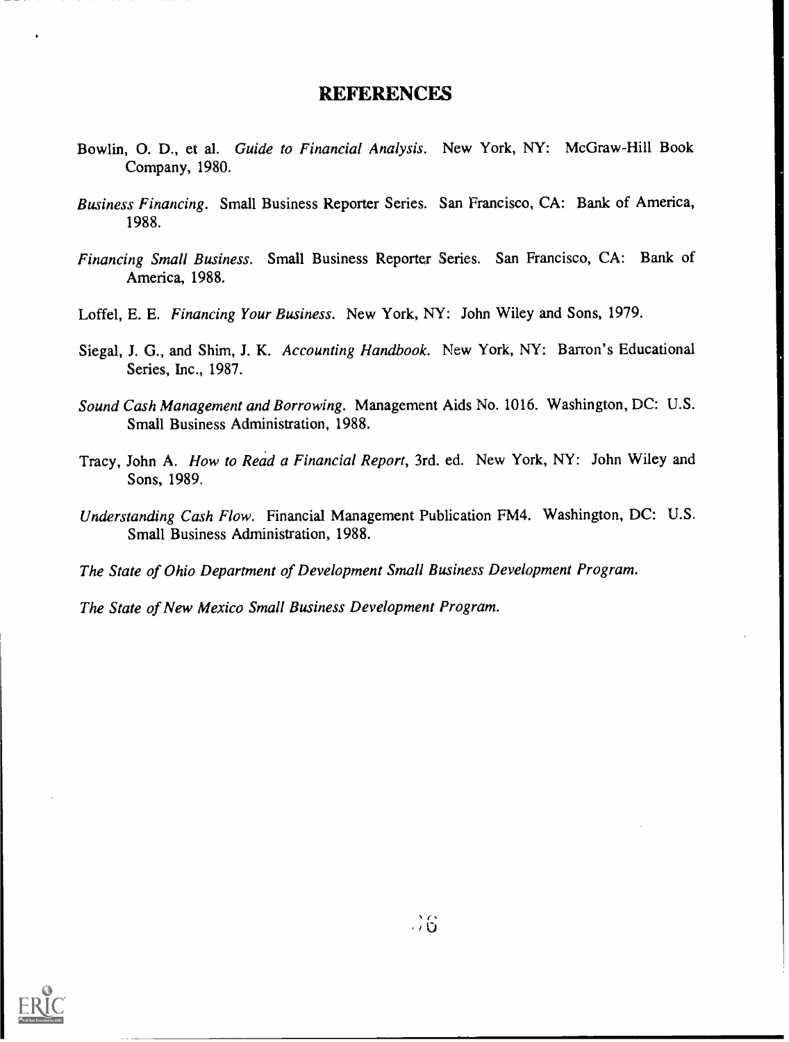# REFERENCES

Bowlin, O. D., et al. *Guide to Financial Analysis*. New York, NY: McGraw-Hill Book Company, 1980.

*Business Financing*. Small Business Reporter Series. San Francisco, CA: Bank of America, 1988.

*Financing Small Business*. Small Business Reporter Series. San Francisco, CA: Bank of America, 1988.

Loffel, E. E. *Financing Your Business*. New York, NY: John Wiley and Sons, 1979.

Siegal, J. G., and Shim, J. K. *Accounting Handbook*. New York, NY: Barron's Educational Series, Inc., 1987.

*Sound Cash Management and Borrowing*. Management Aids No. 1016. Washington, DC: U.S. Small Business Administration, 1988.

Tracy, John A. *How to Read a Financial Report*, 3rd. ed. New York, NY: John Wiley and Sons, 1989.

*Understanding Cash Flow*. Financial Management Publication FM4. Washington, DC: U.S. Small Business Administration, 1988.

*The State of Ohio Department of Development Small Business Development Program.*

*The State of New Mexico Small Business Development Program.*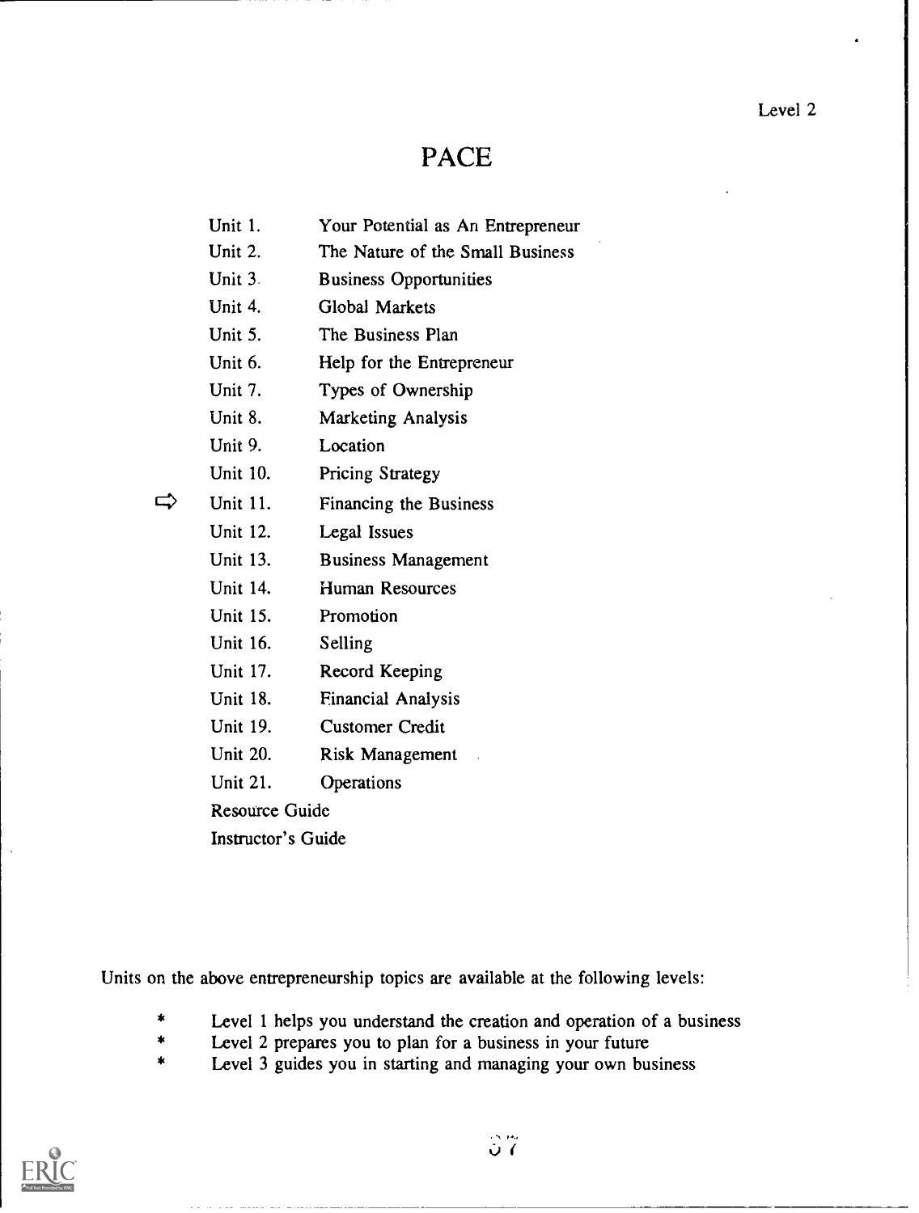Level 2

# PACE

| | |
|---|---|
| Unit 1. | Your Potential as An Entrepreneur |
| Unit 2. | The Nature of the Small Business |
| Unit 3. | Business Opportunities |
| Unit 4. | Global Markets |
| Unit 5. | The Business Plan |
| Unit 6. | Help for the Entrepreneur |
| Unit 7. | Types of Ownership |
| Unit 8. | Marketing Analysis |
| Unit 9. | Location |
| Unit 10. | Pricing Strategy |
| ⇨ Unit 11. | Financing the Business |
| Unit 12. | Legal Issues |
| Unit 13. | Business Management |
| Unit 14. | Human Resources |
| Unit 15. | Promotion |
| Unit 16. | Selling |
| Unit 17. | Record Keeping |
| Unit 18. | Financial Analysis |
| Unit 19. | Customer Credit |
| Unit 20. | Risk Management |
| Unit 21. | Operations |
| Resource Guide | |
| Instructor's Guide | |

Units on the above entrepreneurship topics are available at the following levels:

* Level 1 helps you understand the creation and operation of a business
* Level 2 prepares you to plan for a business in your future
* Level 3 guides you in starting and managing your own business